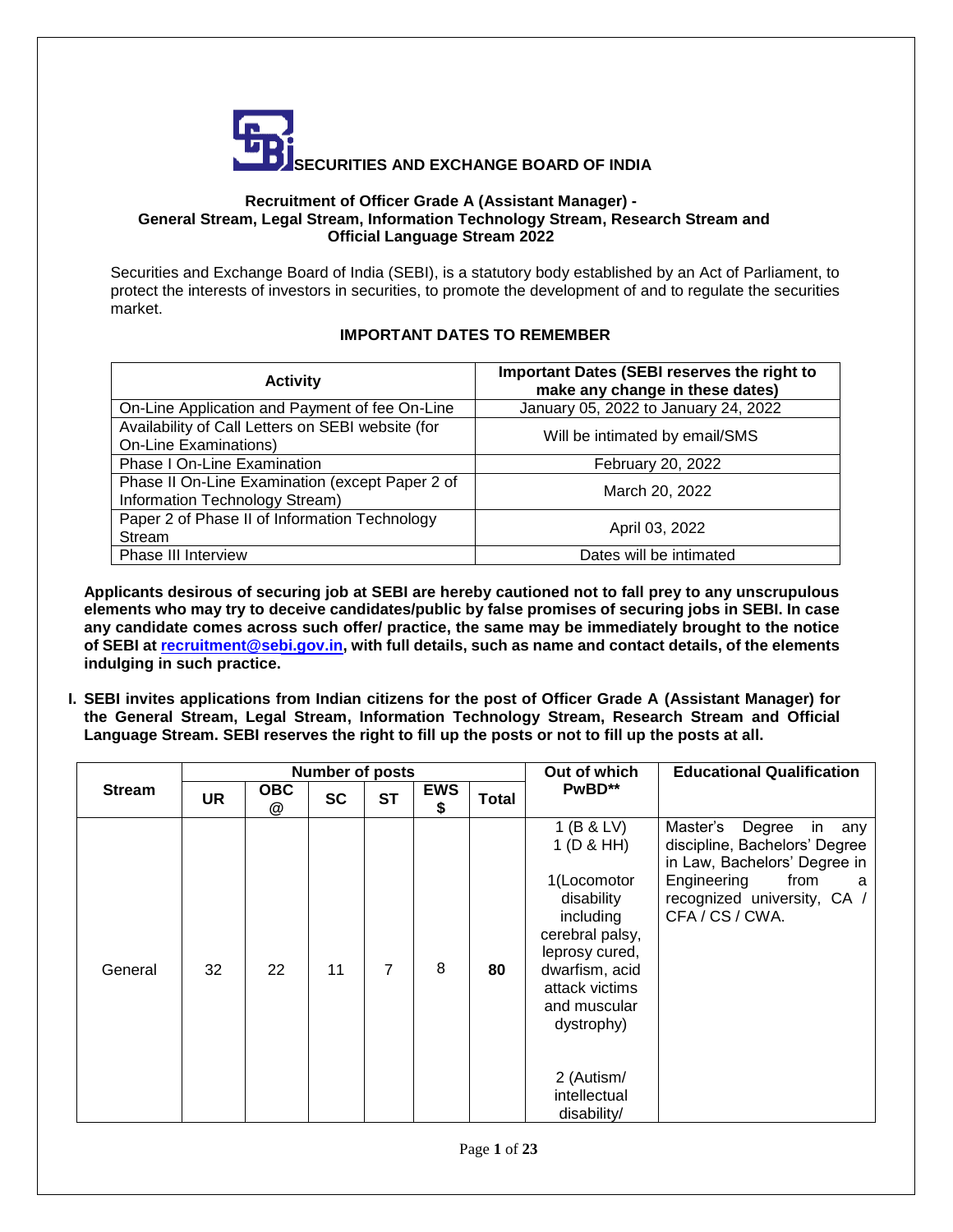# SECURITIES AND EXCHANGE BOARD OF INDIA

## Recruitment of Officer Grade A (Assistant Manager) - General Stream, Legal Stream, Information Technology Stream, Research Stream and Official Language Stream 2022

Securities and Exchange Board of India (SEBI), is a statutory body established by an Act of Parliament, to protect the interests of investors in securities, to promote the development of and to regulate the securities market.

### IMPORTANT DATES TO REMEMBER

| Activity | Important Dates (SEBI reserves the right to make any change in these dates) |
|---|---|
| On-Line Application and Payment of fee On-Line | January 05, 2022 to January 24, 2022 |
| Availability of Call Letters on SEBI website (for On-Line Examinations) | Will be intimated by email/SMS |
| Phase I On-Line Examination | February 20, 2022 |
| Phase II On-Line Examination (except Paper 2 of Information Technology Stream) | March 20, 2022 |
| Paper 2 of Phase II of Information Technology Stream | April 03, 2022 |
| Phase III Interview | Dates will be intimated |

**Applicants desirous of securing job at SEBI are hereby cautioned not to fall prey to any unscrupulous elements who may try to deceive candidates/public by false promises of securing jobs in SEBI. In case any candidate comes across such offer/ practice, the same may be immediately brought to the notice of SEBI at recruitment@sebi.gov.in, with full details, such as name and contact details, of the elements indulging in such practice.**

**I. SEBI invites applications from Indian citizens for the post of Officer Grade A (Assistant Manager) for the General Stream, Legal Stream, Information Technology Stream, Research Stream and Official Language Stream. SEBI reserves the right to fill up the posts or not to fill up the posts at all.**

| Stream | Number of posts | | | | | | Out of which PwBD** | Educational Qualification |
|---|---|---|---|---|---|---|---|---|
| | UR | OBC @ | SC | ST | EWS $ | Total | | |
| General | 32 | 22 | 11 | 7 | 8 | **80** | 1 (B & LV)<br>1 (D & HH)<br><br>1(Locomotor disability including cerebral palsy, leprosy cured, dwarfism, acid attack victims and muscular dystrophy)<br><br>2 (Autism/ intellectual disability/ | Master's Degree in any discipline, Bachelors' Degree in Law, Bachelors' Degree in Engineering from a recognized university, CA / CFA / CS / CWA. |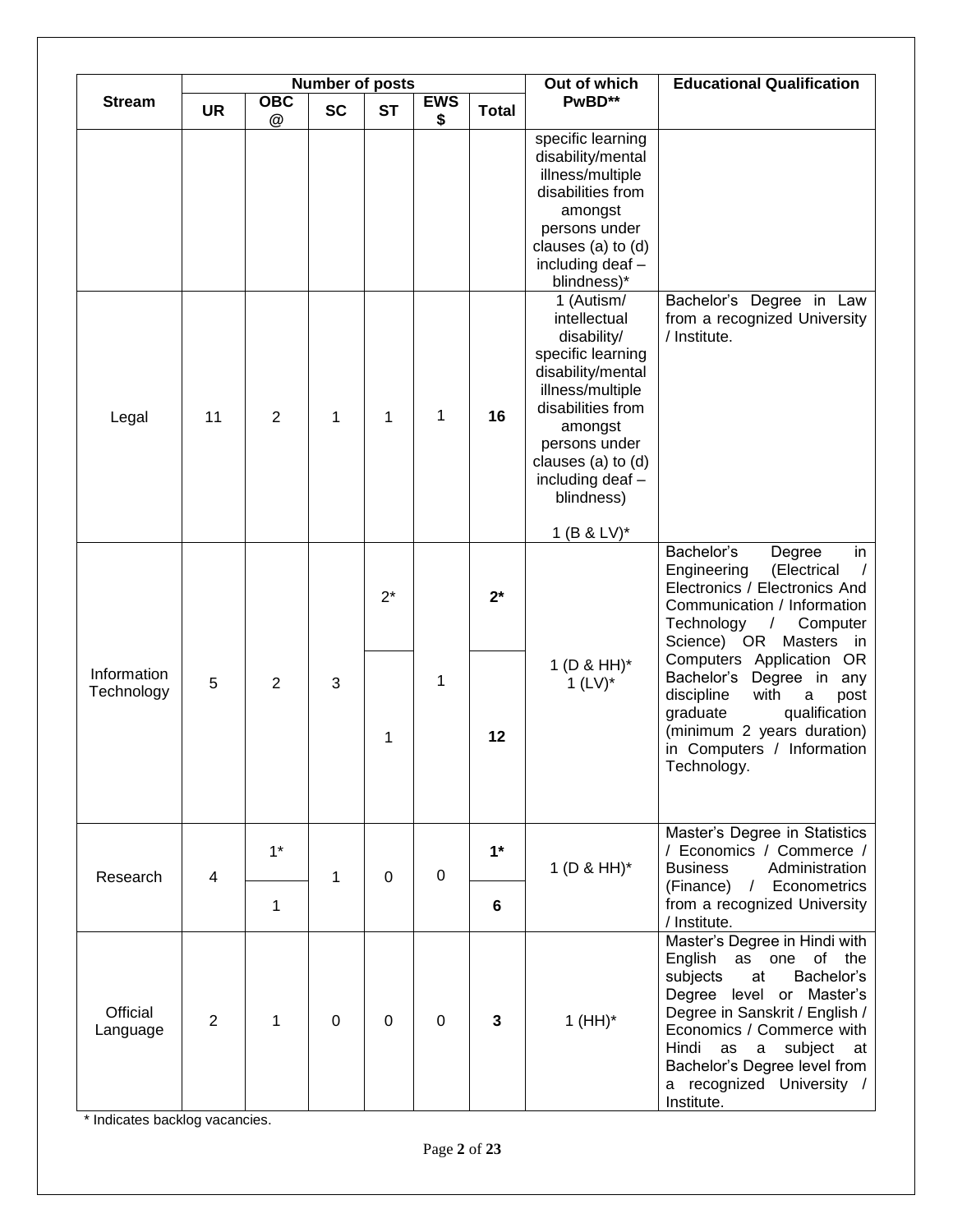| Stream | Number of posts | | | | | | Out of which PwBD** | Educational Qualification |
|---|---|---|---|---|---|---|---|---|
| | UR | OBC @ | SC | ST | EWS $ | Total | | |
| | | | | | | | specific learning disability/mental illness/multiple disabilities from amongst persons under clauses (a) to (d) including deaf – blindness)* | |
| Legal | 11 | 2 | 1 | 1 | 1 | 16 | 1 (Autism/ intellectual disability/ specific learning disability/mental illness/multiple disabilities from amongst persons under clauses (a) to (d) including deaf – blindness)<br><br>1 (B & LV)* | Bachelor's Degree in Law from a recognized University / Institute. |
| Information Technology | 5 | 2 | 3 | 2* | 1 | 2* | 1 (D & HH)*<br>1 (LV)* | Bachelor's Degree in Engineering (Electrical / Electronics / Electronics And Communication / Information Technology / Computer Science) OR Masters in Computers Application OR Bachelor's Degree in any discipline with a post graduate qualification (minimum 2 years duration) in Computers / Information Technology. |
| | | | | 1 | | 12 | | |
| Research | 4 | 1* | 1 | 0 | 0 | 1* | 1 (D & HH)* | Master's Degree in Statistics / Economics / Commerce / Business Administration (Finance) / Econometrics from a recognized University / Institute. |
| | | 1 | | | | 6 | | |
| Official Language | 2 | 1 | 0 | 0 | 0 | 3 | 1 (HH)* | Master's Degree in Hindi with English as one of the subjects at Bachelor's Degree level or Master's Degree in Sanskrit / English / Economics / Commerce with Hindi as a subject at Bachelor's Degree level from a recognized University / Institute. |

* Indicates backlog vacancies.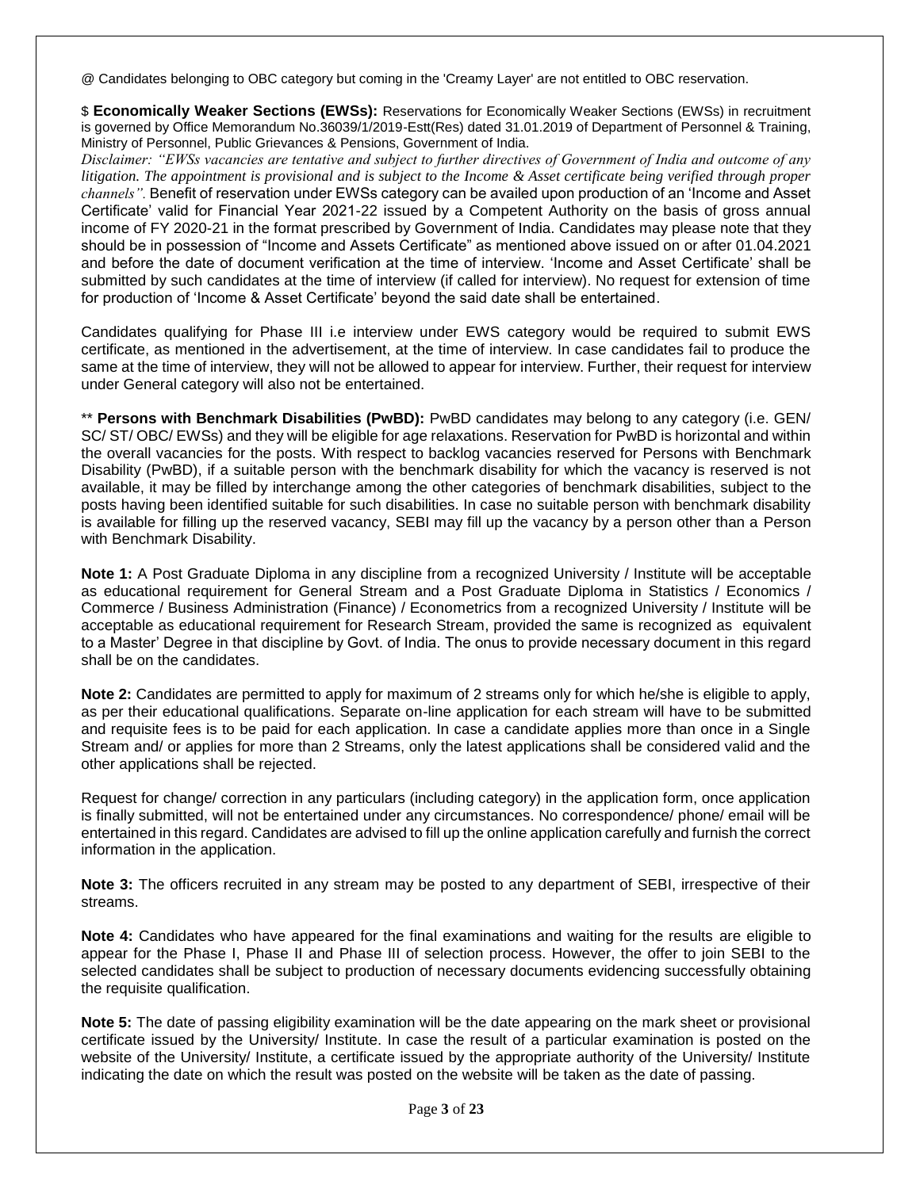@ Candidates belonging to OBC category but coming in the 'Creamy Layer' are not entitled to OBC reservation.

$ **Economically Weaker Sections (EWSs):** Reservations for Economically Weaker Sections (EWSs) in recruitment is governed by Office Memorandum No.36039/1/2019-Estt(Res) dated 31.01.2019 of Department of Personnel & Training, Ministry of Personnel, Public Grievances & Pensions, Government of India.

*Disclaimer: "EWSs vacancies are tentative and subject to further directives of Government of India and outcome of any litigation. The appointment is provisional and is subject to the Income & Asset certificate being verified through proper channels".* Benefit of reservation under EWSs category can be availed upon production of an 'Income and Asset Certificate' valid for Financial Year 2021-22 issued by a Competent Authority on the basis of gross annual income of FY 2020-21 in the format prescribed by Government of India. Candidates may please note that they should be in possession of "Income and Assets Certificate" as mentioned above issued on or after 01.04.2021 and before the date of document verification at the time of interview. 'Income and Asset Certificate' shall be submitted by such candidates at the time of interview (if called for interview). No request for extension of time for production of 'Income & Asset Certificate' beyond the said date shall be entertained.

Candidates qualifying for Phase III i.e interview under EWS category would be required to submit EWS certificate, as mentioned in the advertisement, at the time of interview. In case candidates fail to produce the same at the time of interview, they will not be allowed to appear for interview. Further, their request for interview under General category will also not be entertained.

** **Persons with Benchmark Disabilities (PwBD):** PwBD candidates may belong to any category (i.e. GEN/ SC/ ST/ OBC/ EWSs) and they will be eligible for age relaxations. Reservation for PwBD is horizontal and within the overall vacancies for the posts. With respect to backlog vacancies reserved for Persons with Benchmark Disability (PwBD), if a suitable person with the benchmark disability for which the vacancy is reserved is not available, it may be filled by interchange among the other categories of benchmark disabilities, subject to the posts having been identified suitable for such disabilities. In case no suitable person with benchmark disability is available for filling up the reserved vacancy, SEBI may fill up the vacancy by a person other than a Person with Benchmark Disability.

**Note 1:** A Post Graduate Diploma in any discipline from a recognized University / Institute will be acceptable as educational requirement for General Stream and a Post Graduate Diploma in Statistics / Economics / Commerce / Business Administration (Finance) / Econometrics from a recognized University / Institute will be acceptable as educational requirement for Research Stream, provided the same is recognized as equivalent to a Master' Degree in that discipline by Govt. of India. The onus to provide necessary document in this regard shall be on the candidates.

**Note 2:** Candidates are permitted to apply for maximum of 2 streams only for which he/she is eligible to apply, as per their educational qualifications. Separate on-line application for each stream will have to be submitted and requisite fees is to be paid for each application. In case a candidate applies more than once in a Single Stream and/ or applies for more than 2 Streams, only the latest applications shall be considered valid and the other applications shall be rejected.

Request for change/ correction in any particulars (including category) in the application form, once application is finally submitted, will not be entertained under any circumstances. No correspondence/ phone/ email will be entertained in this regard. Candidates are advised to fill up the online application carefully and furnish the correct information in the application.

**Note 3:** The officers recruited in any stream may be posted to any department of SEBI, irrespective of their streams.

**Note 4:** Candidates who have appeared for the final examinations and waiting for the results are eligible to appear for the Phase I, Phase II and Phase III of selection process. However, the offer to join SEBI to the selected candidates shall be subject to production of necessary documents evidencing successfully obtaining the requisite qualification.

**Note 5:** The date of passing eligibility examination will be the date appearing on the mark sheet or provisional certificate issued by the University/ Institute. In case the result of a particular examination is posted on the website of the University/ Institute, a certificate issued by the appropriate authority of the University/ Institute indicating the date on which the result was posted on the website will be taken as the date of passing.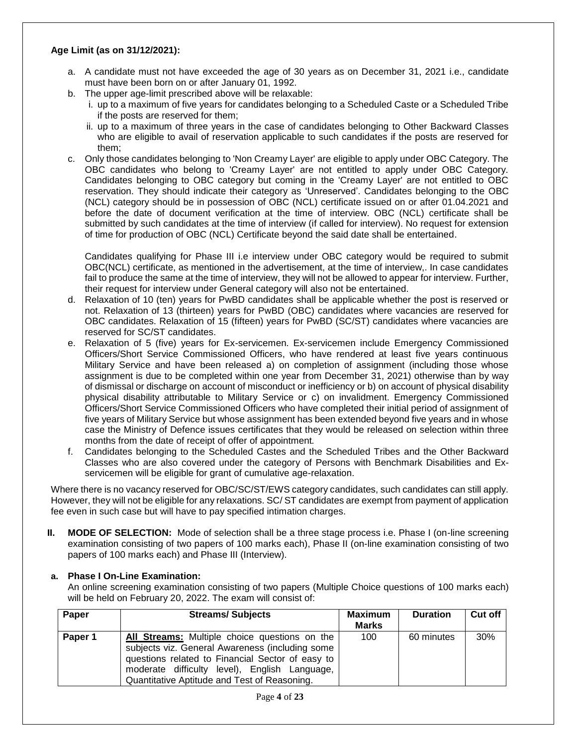**Age Limit (as on 31/12/2021):**

a. A candidate must not have exceeded the age of 30 years as on December 31, 2021 i.e., candidate must have been born on or after January 01, 1992.

b. The upper age-limit prescribed above will be relaxable:
   i. up to a maximum of five years for candidates belonging to a Scheduled Caste or a Scheduled Tribe if the posts are reserved for them;
   ii. up to a maximum of three years in the case of candidates belonging to Other Backward Classes who are eligible to avail of reservation applicable to such candidates if the posts are reserved for them;

c. Only those candidates belonging to 'Non Creamy Layer' are eligible to apply under OBC Category. The OBC candidates who belong to 'Creamy Layer' are not entitled to apply under OBC Category. Candidates belonging to OBC category but coming in the 'Creamy Layer' are not entitled to OBC reservation. They should indicate their category as 'Unreserved'. Candidates belonging to the OBC (NCL) category should be in possession of OBC (NCL) certificate issued on or after 01.04.2021 and before the date of document verification at the time of interview. OBC (NCL) certificate shall be submitted by such candidates at the time of interview (if called for interview). No request for extension of time for production of OBC (NCL) Certificate beyond the said date shall be entertained.

   Candidates qualifying for Phase III i.e interview under OBC category would be required to submit OBC(NCL) certificate, as mentioned in the advertisement, at the time of interview,. In case candidates fail to produce the same at the time of interview, they will not be allowed to appear for interview. Further, their request for interview under General category will also not be entertained.

d. Relaxation of 10 (ten) years for PwBD candidates shall be applicable whether the post is reserved or not. Relaxation of 13 (thirteen) years for PwBD (OBC) candidates where vacancies are reserved for OBC candidates. Relaxation of 15 (fifteen) years for PwBD (SC/ST) candidates where vacancies are reserved for SC/ST candidates.

e. Relaxation of 5 (five) years for Ex-servicemen. Ex-servicemen include Emergency Commissioned Officers/Short Service Commissioned Officers, who have rendered at least five years continuous Military Service and have been released a) on completion of assignment (including those whose assignment is due to be completed within one year from December 31, 2021) otherwise than by way of dismissal or discharge on account of misconduct or inefficiency or b) on account of physical disability physical disability attributable to Military Service or c) on invalidment. Emergency Commissioned Officers/Short Service Commissioned Officers who have completed their initial period of assignment of five years of Military Service but whose assignment has been extended beyond five years and in whose case the Ministry of Defence issues certificates that they would be released on selection within three months from the date of receipt of offer of appointment.

f. Candidates belonging to the Scheduled Castes and the Scheduled Tribes and the Other Backward Classes who are also covered under the category of Persons with Benchmark Disabilities and Ex-servicemen will be eligible for grant of cumulative age-relaxation.

Where there is no vacancy reserved for OBC/SC/ST/EWS category candidates, such candidates can still apply. However, they will not be eligible for any relaxations. SC/ ST candidates are exempt from payment of application fee even in such case but will have to pay specified intimation charges.

**II. MODE OF SELECTION:** Mode of selection shall be a three stage process i.e. Phase I (on-line screening examination consisting of two papers of 100 marks each), Phase II (on-line examination consisting of two papers of 100 marks each) and Phase III (Interview).

**a. Phase I On-Line Examination:**

An online screening examination consisting of two papers (Multiple Choice questions of 100 marks each) will be held on February 20, 2022. The exam will consist of:

| Paper | Streams/ Subjects | Maximum Marks | Duration | Cut off |
|---|---|---|---|---|
| **Paper 1** | **All Streams:** Multiple choice questions on the subjects viz. General Awareness (including some questions related to Financial Sector of easy to moderate difficulty level), English Language, Quantitative Aptitude and Test of Reasoning. | 100 | 60 minutes | 30% |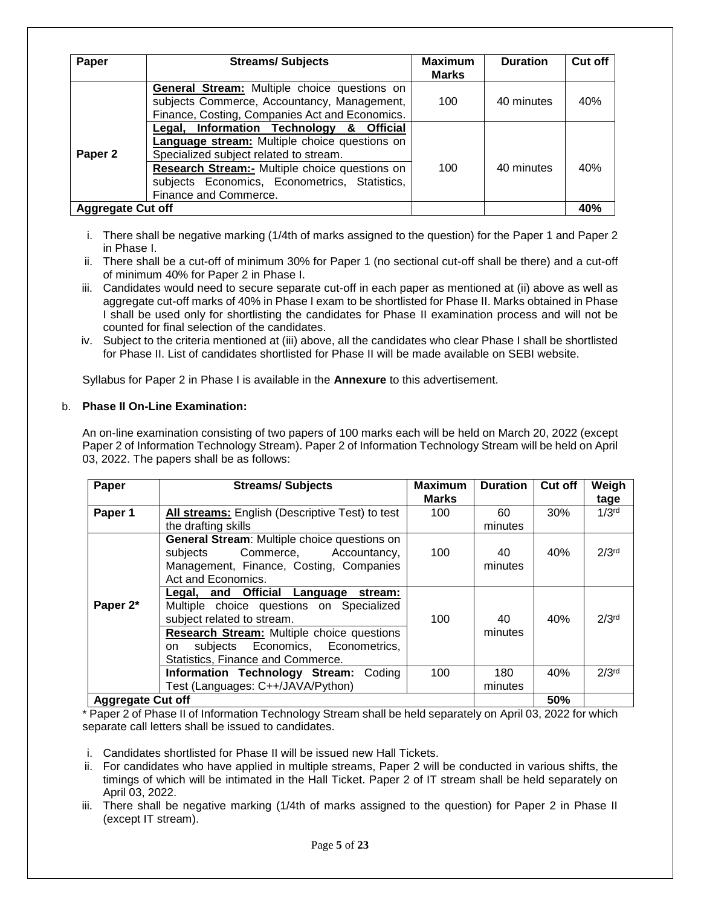| Paper | Streams/ Subjects | Maximum Marks | Duration | Cut off |
|---|---|---|---|---|
| Paper 2 | **General Stream:** Multiple choice questions on subjects Commerce, Accountancy, Management, Finance, Costing, Companies Act and Economics. | 100 | 40 minutes | 40% |
| | **Legal, Information Technology & Official Language stream:** Multiple choice questions on Specialized subject related to stream. **Research Stream:-** Multiple choice questions on subjects Economics, Econometrics, Statistics, Finance and Commerce. | 100 | 40 minutes | 40% |
| **Aggregate Cut off** | | | | **40%** |

i. There shall be negative marking (1/4th of marks assigned to the question) for the Paper 1 and Paper 2 in Phase I.

ii. There shall be a cut-off of minimum 30% for Paper 1 (no sectional cut-off shall be there) and a cut-off of minimum 40% for Paper 2 in Phase I.

iii. Candidates would need to secure separate cut-off in each paper as mentioned at (ii) above as well as aggregate cut-off marks of 40% in Phase I exam to be shortlisted for Phase II. Marks obtained in Phase I shall be used only for shortlisting the candidates for Phase II examination process and will not be counted for final selection of the candidates.

iv. Subject to the criteria mentioned at (iii) above, all the candidates who clear Phase I shall be shortlisted for Phase II. List of candidates shortlisted for Phase II will be made available on SEBI website.

Syllabus for Paper 2 in Phase I is available in the **Annexure** to this advertisement.

b. **Phase II On-Line Examination:**

An on-line examination consisting of two papers of 100 marks each will be held on March 20, 2022 (except Paper 2 of Information Technology Stream). Paper 2 of Information Technology Stream will be held on April 03, 2022. The papers shall be as follows:

| Paper | Streams/ Subjects | Maximum Marks | Duration | Cut off | Weightage |
|---|---|---|---|---|---|
| Paper 1 | **All streams:** English (Descriptive Test) to test the drafting skills | 100 | 60 minutes | 30% | 1/3rd |
| Paper 2* | **General Stream**: Multiple choice questions on subjects Commerce, Accountancy, Management, Finance, Costing, Companies Act and Economics. | 100 | 40 minutes | 40% | 2/3rd |
| | **Legal, and Official Language stream:** Multiple choice questions on Specialized subject related to stream. **Research Stream:** Multiple choice questions on subjects Economics, Econometrics, Statistics, Finance and Commerce. | 100 | 40 minutes | 40% | 2/3rd |
| | **Information Technology Stream:** Coding Test (Languages: C++/JAVA/Python) | 100 | 180 minutes | 40% | 2/3rd |
| **Aggregate Cut off** | | | | **50%** | |

\* Paper 2 of Phase II of Information Technology Stream shall be held separately on April 03, 2022 for which separate call letters shall be issued to candidates.

i. Candidates shortlisted for Phase II will be issued new Hall Tickets.

ii. For candidates who have applied in multiple streams, Paper 2 will be conducted in various shifts, the timings of which will be intimated in the Hall Ticket. Paper 2 of IT stream shall be held separately on April 03, 2022.

iii. There shall be negative marking (1/4th of marks assigned to the question) for Paper 2 in Phase II (except IT stream).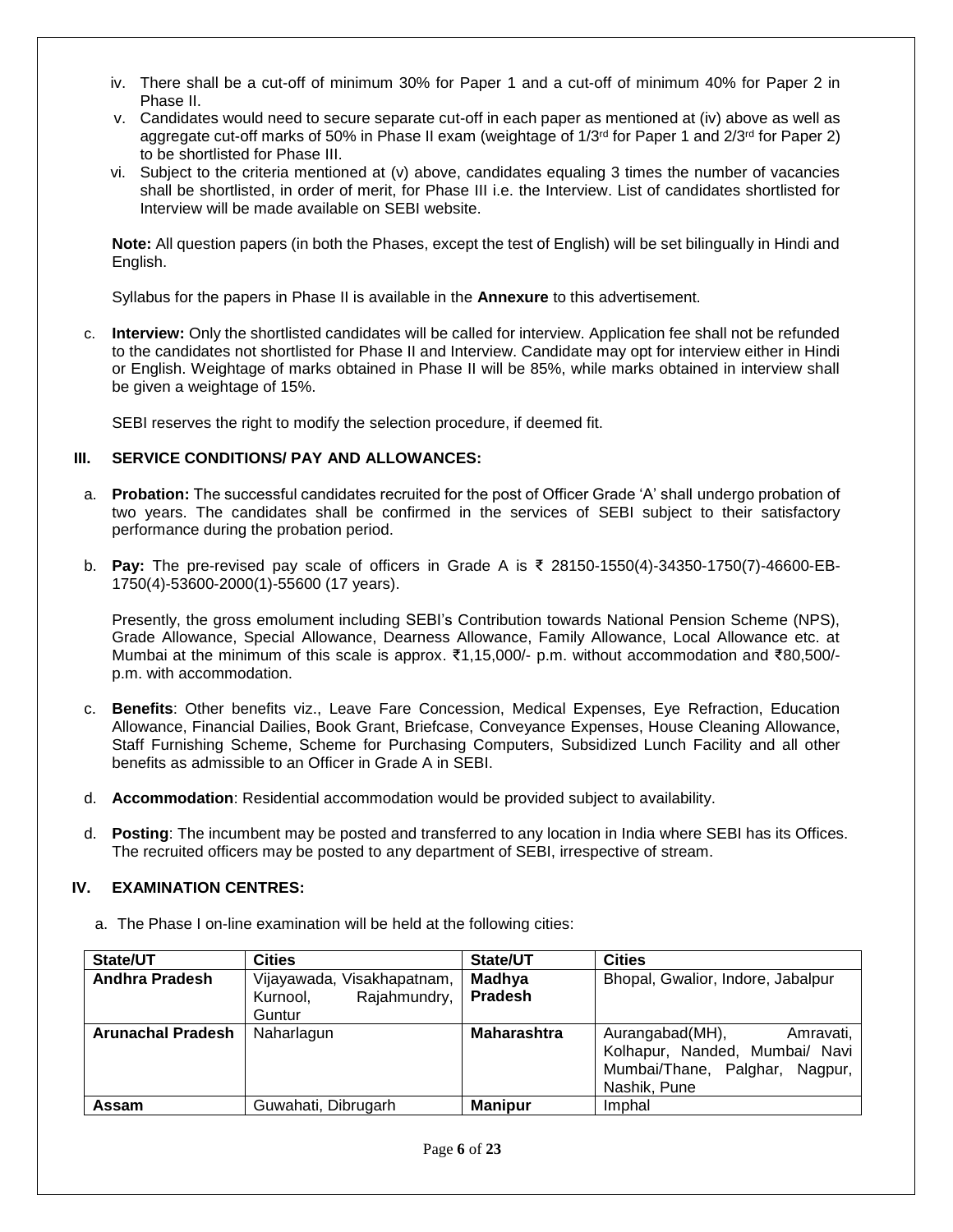iv. There shall be a cut-off of minimum 30% for Paper 1 and a cut-off of minimum 40% for Paper 2 in Phase II.

v. Candidates would need to secure separate cut-off in each paper as mentioned at (iv) above as well as aggregate cut-off marks of 50% in Phase II exam (weightage of 1/3rd for Paper 1 and 2/3rd for Paper 2) to be shortlisted for Phase III.

vi. Subject to the criteria mentioned at (v) above, candidates equaling 3 times the number of vacancies shall be shortlisted, in order of merit, for Phase III i.e. the Interview. List of candidates shortlisted for Interview will be made available on SEBI website.

**Note:** All question papers (in both the Phases, except the test of English) will be set bilingually in Hindi and English.

Syllabus for the papers in Phase II is available in the **Annexure** to this advertisement.

c. **Interview:** Only the shortlisted candidates will be called for interview. Application fee shall not be refunded to the candidates not shortlisted for Phase II and Interview. Candidate may opt for interview either in Hindi or English. Weightage of marks obtained in Phase II will be 85%, while marks obtained in interview shall be given a weightage of 15%.

SEBI reserves the right to modify the selection procedure, if deemed fit.

## III. SERVICE CONDITIONS/ PAY AND ALLOWANCES:

a. **Probation:** The successful candidates recruited for the post of Officer Grade 'A' shall undergo probation of two years. The candidates shall be confirmed in the services of SEBI subject to their satisfactory performance during the probation period.

b. **Pay:** The pre-revised pay scale of officers in Grade A is ₹ 28150-1550(4)-34350-1750(7)-46600-EB-1750(4)-53600-2000(1)-55600 (17 years).

Presently, the gross emolument including SEBI's Contribution towards National Pension Scheme (NPS), Grade Allowance, Special Allowance, Dearness Allowance, Family Allowance, Local Allowance etc. at Mumbai at the minimum of this scale is approx. ₹1,15,000/- p.m. without accommodation and ₹80,500/- p.m. with accommodation.

c. **Benefits**: Other benefits viz., Leave Fare Concession, Medical Expenses, Eye Refraction, Education Allowance, Financial Dailies, Book Grant, Briefcase, Conveyance Expenses, House Cleaning Allowance, Staff Furnishing Scheme, Scheme for Purchasing Computers, Subsidized Lunch Facility and all other benefits as admissible to an Officer in Grade A in SEBI.

d. **Accommodation**: Residential accommodation would be provided subject to availability.

d. **Posting**: The incumbent may be posted and transferred to any location in India where SEBI has its Offices. The recruited officers may be posted to any department of SEBI, irrespective of stream.

## IV. EXAMINATION CENTRES:

a. The Phase I on-line examination will be held at the following cities:

| State/UT | Cities | State/UT | Cities |
|---|---|---|---|
| **Andhra Pradesh** | Vijayawada, Visakhapatnam, Kurnool, Rajahmundry, Guntur | **Madhya Pradesh** | Bhopal, Gwalior, Indore, Jabalpur |
| **Arunachal Pradesh** | Naharlagun | **Maharashtra** | Aurangabad(MH), Amravati, Kolhapur, Nanded, Mumbai/ Navi Mumbai/Thane, Palghar, Nagpur, Nashik, Pune |
| **Assam** | Guwahati, Dibrugarh | **Manipur** | Imphal |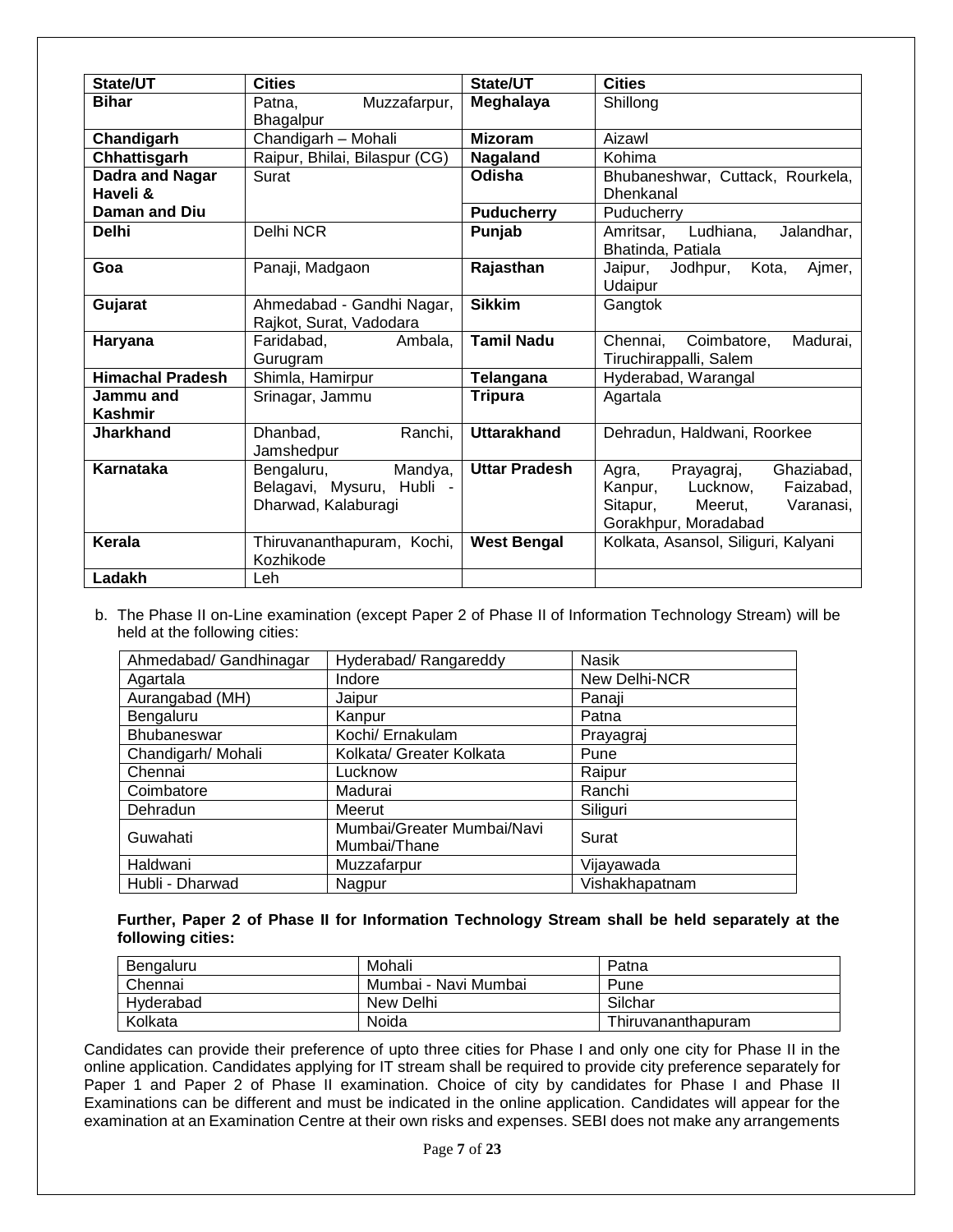| State/UT | Cities | State/UT | Cities |
|---|---|---|---|
| **Bihar** | Patna, Muzzafarpur, Bhagalpur | **Meghalaya** | Shillong |
| **Chandigarh** | Chandigarh – Mohali | **Mizoram** | Aizawl |
| **Chhattisgarh** | Raipur, Bhilai, Bilaspur (CG) | **Nagaland** | Kohima |
| **Dadra and Nagar Haveli & Daman and Diu** | Surat | **Odisha** | Bhubaneshwar, Cuttack, Rourkela, Dhenkanal |
| | | **Puducherry** | Puducherry |
| **Delhi** | Delhi NCR | **Punjab** | Amritsar, Ludhiana, Jalandhar, Bhatinda, Patiala |
| **Goa** | Panaji, Madgaon | **Rajasthan** | Jaipur, Jodhpur, Kota, Ajmer, Udaipur |
| **Gujarat** | Ahmedabad - Gandhi Nagar, Rajkot, Surat, Vadodara | **Sikkim** | Gangtok |
| **Haryana** | Faridabad, Ambala, Gurugram | **Tamil Nadu** | Chennai, Coimbatore, Madurai, Tiruchirappalli, Salem |
| **Himachal Pradesh** | Shimla, Hamirpur | **Telangana** | Hyderabad, Warangal |
| **Jammu and Kashmir** | Srinagar, Jammu | **Tripura** | Agartala |
| **Jharkhand** | Dhanbad, Ranchi, Jamshedpur | **Uttarakhand** | Dehradun, Haldwani, Roorkee |
| **Karnataka** | Bengaluru, Mandya, Belagavi, Mysuru, Hubli - Dharwad, Kalaburagi | **Uttar Pradesh** | Agra, Prayagraj, Ghaziabad, Kanpur, Lucknow, Faizabad, Sitapur, Meerut, Varanasi, Gorakhpur, Moradabad |
| **Kerala** | Thiruvananthapuram, Kochi, Kozhikode | **West Bengal** | Kolkata, Asansol, Siliguri, Kalyani |
| **Ladakh** | Leh | | |

b. The Phase II on-Line examination (except Paper 2 of Phase II of Information Technology Stream) will be held at the following cities:

| | | |
|---|---|---|
| Ahmedabad/ Gandhinagar | Hyderabad/ Rangareddy | Nasik |
| Agartala | Indore | New Delhi-NCR |
| Aurangabad (MH) | Jaipur | Panaji |
| Bengaluru | Kanpur | Patna |
| Bhubaneswar | Kochi/ Ernakulam | Prayagraj |
| Chandigarh/ Mohali | Kolkata/ Greater Kolkata | Pune |
| Chennai | Lucknow | Raipur |
| Coimbatore | Madurai | Ranchi |
| Dehradun | Meerut | Siliguri |
| Guwahati | Mumbai/Greater Mumbai/Navi Mumbai/Thane | Surat |
| Haldwani | Muzzafarpur | Vijayawada |
| Hubli - Dharwad | Nagpur | Vishakhapatnam |

**Further, Paper 2 of Phase II for Information Technology Stream shall be held separately at the following cities:**

| | | |
|---|---|---|
| Bengaluru | Mohali | Patna |
| Chennai | Mumbai - Navi Mumbai | Pune |
| Hyderabad | New Delhi | Silchar |
| Kolkata | Noida | Thiruvananthapuram |

Candidates can provide their preference of upto three cities for Phase I and only one city for Phase II in the online application. Candidates applying for IT stream shall be required to provide city preference separately for Paper 1 and Paper 2 of Phase II examination. Choice of city by candidates for Phase I and Phase II Examinations can be different and must be indicated in the online application. Candidates will appear for the examination at an Examination Centre at their own risks and expenses. SEBI does not make any arrangements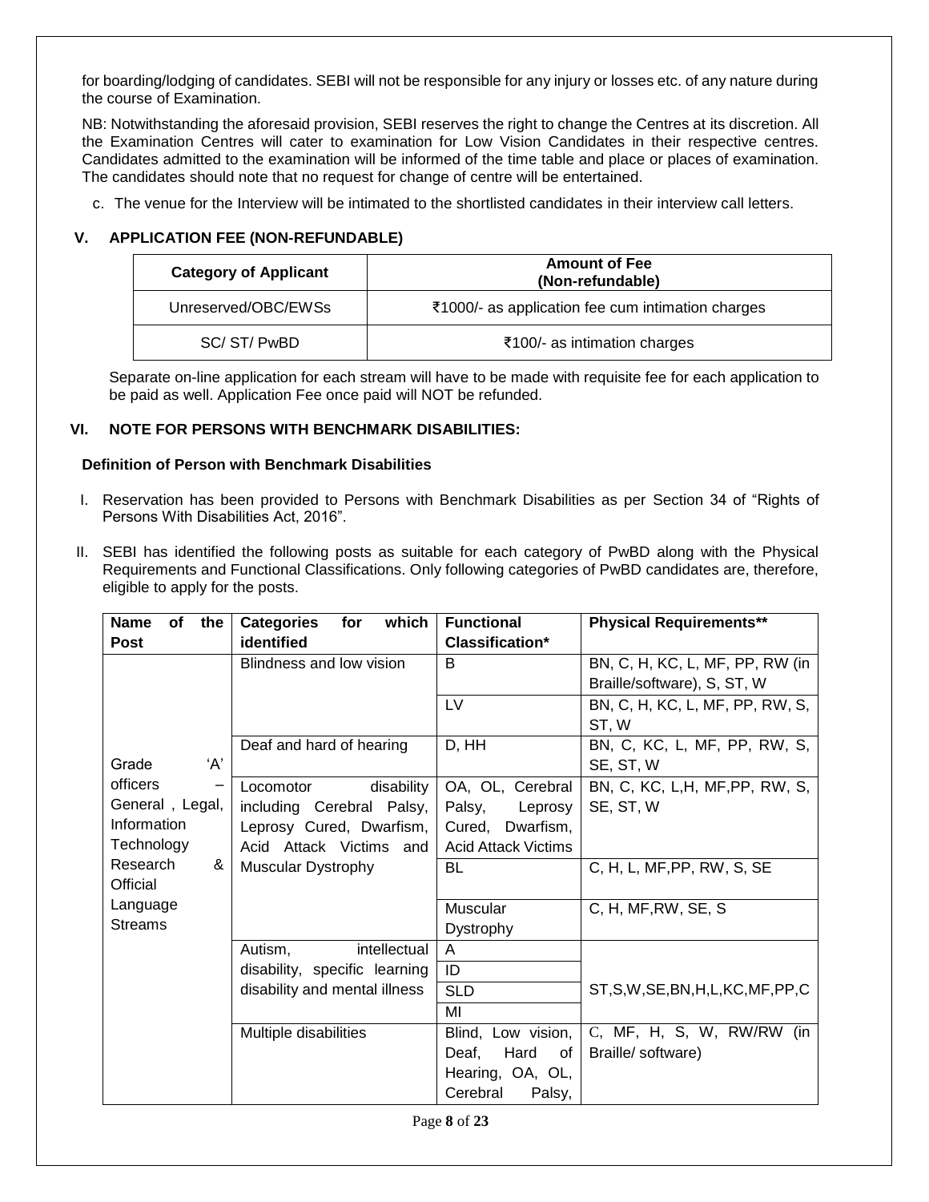for boarding/lodging of candidates. SEBI will not be responsible for any injury or losses etc. of any nature during the course of Examination.

NB: Notwithstanding the aforesaid provision, SEBI reserves the right to change the Centres at its discretion. All the Examination Centres will cater to examination for Low Vision Candidates in their respective centres. Candidates admitted to the examination will be informed of the time table and place or places of examination. The candidates should note that no request for change of centre will be entertained.

c. The venue for the Interview will be intimated to the shortlisted candidates in their interview call letters.

## V. APPLICATION FEE (NON-REFUNDABLE)

| Category of Applicant | Amount of Fee (Non-refundable) |
|---|---|
| Unreserved/OBC/EWSs | ₹1000/- as application fee cum intimation charges |
| SC/ ST/ PwBD | ₹100/- as intimation charges |

Separate on-line application for each stream will have to be made with requisite fee for each application to be paid as well. Application Fee once paid will NOT be refunded.

## VI. NOTE FOR PERSONS WITH BENCHMARK DISABILITIES:

**Definition of Person with Benchmark Disabilities**

I. Reservation has been provided to Persons with Benchmark Disabilities as per Section 34 of "Rights of Persons With Disabilities Act, 2016".

II. SEBI has identified the following posts as suitable for each category of PwBD along with the Physical Requirements and Functional Classifications. Only following categories of PwBD candidates are, therefore, eligible to apply for the posts.

| Name of the Post | Categories for which identified | Functional Classification* | Physical Requirements** |
|---|---|---|---|
| Grade 'A' officers – General , Legal, Information Technology Research & Official Language Streams | Blindness and low vision | B | BN, C, H, KC, L, MF, PP, RW (in Braille/software), S, ST, W |
| | | LV | BN, C, H, KC, L, MF, PP, RW, S, ST, W |
| | Deaf and hard of hearing | D, HH | BN, C, KC, L, MF, PP, RW, S, SE, ST, W |
| | Locomotor disability including Cerebral Palsy, Leprosy Cured, Dwarfism, Acid Attack Victims and Muscular Dystrophy | OA, OL, Cerebral Palsy, Leprosy Cured, Dwarfism, Acid Attack Victims | BN, C, KC, L,H, MF,PP, RW, S, SE, ST, W |
| | | BL | C, H, L, MF,PP, RW, S, SE |
| | | Muscular Dystrophy | C, H, MF,RW, SE, S |
| | Autism, intellectual disability, specific learning disability and mental illness | A | ST,S,W,SE,BN,H,L,KC,MF,PP,C |
| | | ID | |
| | | SLD | |
| | | MI | |
| | Multiple disabilities | Blind, Low vision, Deaf, Hard of Hearing, OA, OL, Cerebral Palsy, | C, MF, H, S, W, RW/RW (in Braille/ software) |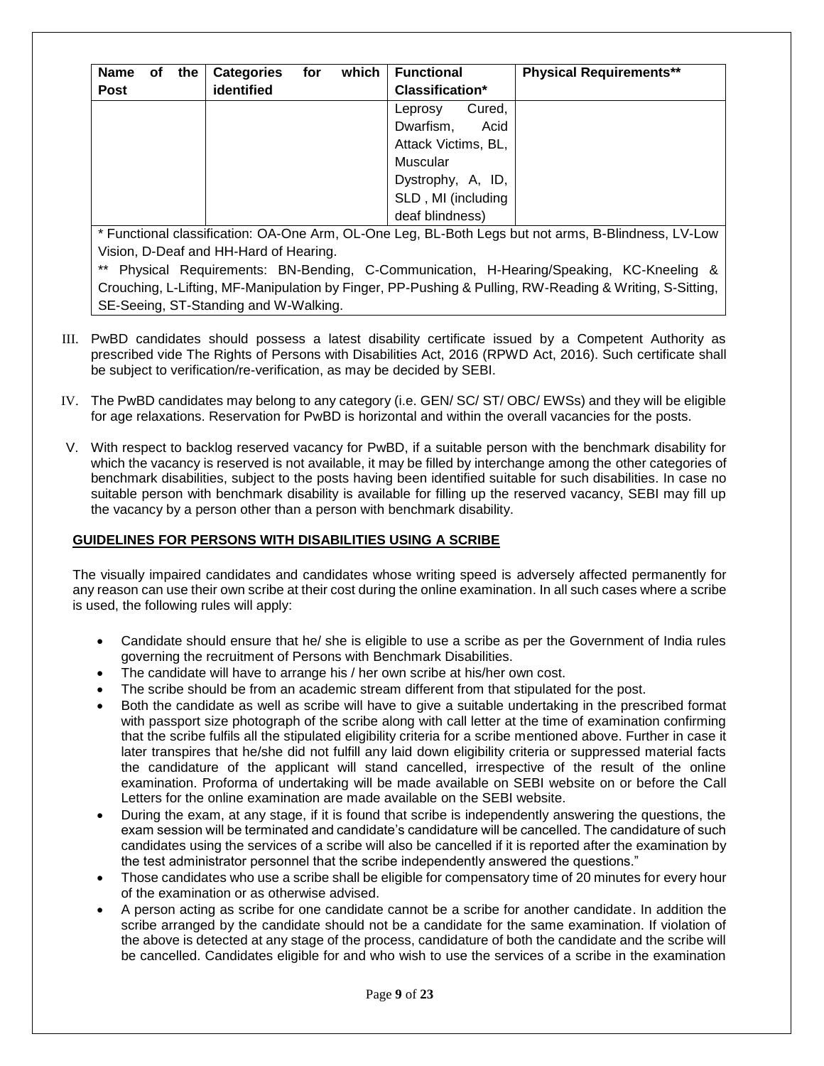| Name of the Post | Categories for which identified | Functional Classification* | Physical Requirements** |
|---|---|---|---|
| | | Leprosy Cured, Dwarfism, Acid Attack Victims, BL, Muscular Dystrophy, A, ID, SLD , MI (including deaf blindness) | |

* Functional classification: OA-One Arm, OL-One Leg, BL-Both Legs but not arms, B-Blindness, LV-Low Vision, D-Deaf and HH-Hard of Hearing.

** Physical Requirements: BN-Bending, C-Communication, H-Hearing/Speaking, KC-Kneeling & Crouching, L-Lifting, MF-Manipulation by Finger, PP-Pushing & Pulling, RW-Reading & Writing, S-Sitting, SE-Seeing, ST-Standing and W-Walking.

III. PwBD candidates should possess a latest disability certificate issued by a Competent Authority as prescribed vide The Rights of Persons with Disabilities Act, 2016 (RPWD Act, 2016). Such certificate shall be subject to verification/re-verification, as may be decided by SEBI.

IV. The PwBD candidates may belong to any category (i.e. GEN/ SC/ ST/ OBC/ EWSs) and they will be eligible for age relaxations. Reservation for PwBD is horizontal and within the overall vacancies for the posts.

V. With respect to backlog reserved vacancy for PwBD, if a suitable person with the benchmark disability for which the vacancy is reserved is not available, it may be filled by interchange among the other categories of benchmark disabilities, subject to the posts having been identified suitable for such disabilities. In case no suitable person with benchmark disability is available for filling up the reserved vacancy, SEBI may fill up the vacancy by a person other than a person with benchmark disability.

## GUIDELINES FOR PERSONS WITH DISABILITIES USING A SCRIBE

The visually impaired candidates and candidates whose writing speed is adversely affected permanently for any reason can use their own scribe at their cost during the online examination. In all such cases where a scribe is used, the following rules will apply:

- Candidate should ensure that he/ she is eligible to use a scribe as per the Government of India rules governing the recruitment of Persons with Benchmark Disabilities.
- The candidate will have to arrange his / her own scribe at his/her own cost.
- The scribe should be from an academic stream different from that stipulated for the post.
- Both the candidate as well as scribe will have to give a suitable undertaking in the prescribed format with passport size photograph of the scribe along with call letter at the time of examination confirming that the scribe fulfils all the stipulated eligibility criteria for a scribe mentioned above. Further in case it later transpires that he/she did not fulfill any laid down eligibility criteria or suppressed material facts the candidature of the applicant will stand cancelled, irrespective of the result of the online examination. Proforma of undertaking will be made available on SEBI website on or before the Call Letters for the online examination are made available on the SEBI website.
- During the exam, at any stage, if it is found that scribe is independently answering the questions, the exam session will be terminated and candidate's candidature will be cancelled. The candidature of such candidates using the services of a scribe will also be cancelled if it is reported after the examination by the test administrator personnel that the scribe independently answered the questions."
- Those candidates who use a scribe shall be eligible for compensatory time of 20 minutes for every hour of the examination or as otherwise advised.
- A person acting as scribe for one candidate cannot be a scribe for another candidate. In addition the scribe arranged by the candidate should not be a candidate for the same examination. If violation of the above is detected at any stage of the process, candidature of both the candidate and the scribe will be cancelled. Candidates eligible for and who wish to use the services of a scribe in the examination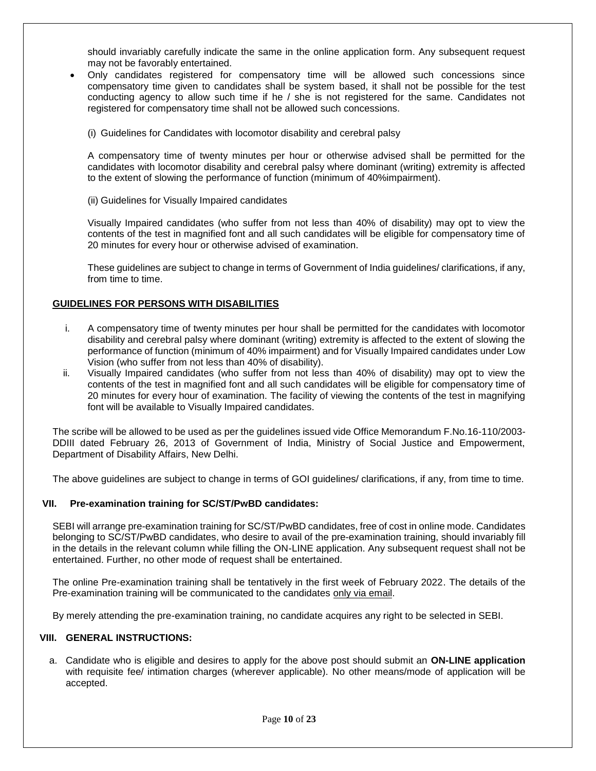should invariably carefully indicate the same in the online application form. Any subsequent request may not be favorably entertained.

- Only candidates registered for compensatory time will be allowed such concessions since compensatory time given to candidates shall be system based, it shall not be possible for the test conducting agency to allow such time if he / she is not registered for the same. Candidates not registered for compensatory time shall not be allowed such concessions.

  (i) Guidelines for Candidates with locomotor disability and cerebral palsy

  A compensatory time of twenty minutes per hour or otherwise advised shall be permitted for the candidates with locomotor disability and cerebral palsy where dominant (writing) extremity is affected to the extent of slowing the performance of function (minimum of 40%impairment).

  (ii) Guidelines for Visually Impaired candidates

  Visually Impaired candidates (who suffer from not less than 40% of disability) may opt to view the contents of the test in magnified font and all such candidates will be eligible for compensatory time of 20 minutes for every hour or otherwise advised of examination.

  These guidelines are subject to change in terms of Government of India guidelines/ clarifications, if any, from time to time.

**GUIDELINES FOR PERSONS WITH DISABILITIES**

i. A compensatory time of twenty minutes per hour shall be permitted for the candidates with locomotor disability and cerebral palsy where dominant (writing) extremity is affected to the extent of slowing the performance of function (minimum of 40% impairment) and for Visually Impaired candidates under Low Vision (who suffer from not less than 40% of disability).
ii. Visually Impaired candidates (who suffer from not less than 40% of disability) may opt to view the contents of the test in magnified font and all such candidates will be eligible for compensatory time of 20 minutes for every hour of examination. The facility of viewing the contents of the test in magnifying font will be available to Visually Impaired candidates.

The scribe will be allowed to be used as per the guidelines issued vide Office Memorandum F.No.16-110/2003-DDIII dated February 26, 2013 of Government of India, Ministry of Social Justice and Empowerment, Department of Disability Affairs, New Delhi.

The above guidelines are subject to change in terms of GOI guidelines/ clarifications, if any, from time to time.

## VII. Pre-examination training for SC/ST/PwBD candidates:

SEBI will arrange pre-examination training for SC/ST/PwBD candidates, free of cost in online mode. Candidates belonging to SC/ST/PwBD candidates, who desire to avail of the pre-examination training, should invariably fill in the details in the relevant column while filling the ON-LINE application. Any subsequent request shall not be entertained. Further, no other mode of request shall be entertained.

The online Pre-examination training shall be tentatively in the first week of February 2022. The details of the Pre-examination training will be communicated to the candidates only via email.

By merely attending the pre-examination training, no candidate acquires any right to be selected in SEBI.

## VIII. GENERAL INSTRUCTIONS:

a. Candidate who is eligible and desires to apply for the above post should submit an **ON-LINE application** with requisite fee/ intimation charges (wherever applicable). No other means/mode of application will be accepted.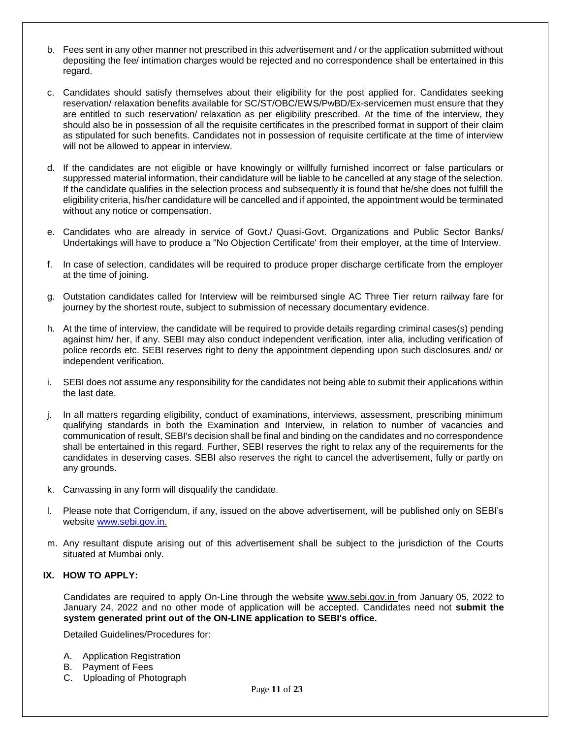b. Fees sent in any other manner not prescribed in this advertisement and / or the application submitted without depositing the fee/ intimation charges would be rejected and no correspondence shall be entertained in this regard.

c. Candidates should satisfy themselves about their eligibility for the post applied for. Candidates seeking reservation/ relaxation benefits available for SC/ST/OBC/EWS/PwBD/Ex-servicemen must ensure that they are entitled to such reservation/ relaxation as per eligibility prescribed. At the time of the interview, they should also be in possession of all the requisite certificates in the prescribed format in support of their claim as stipulated for such benefits. Candidates not in possession of requisite certificate at the time of interview will not be allowed to appear in interview.

d. If the candidates are not eligible or have knowingly or willfully furnished incorrect or false particulars or suppressed material information, their candidature will be liable to be cancelled at any stage of the selection. If the candidate qualifies in the selection process and subsequently it is found that he/she does not fulfill the eligibility criteria, his/her candidature will be cancelled and if appointed, the appointment would be terminated without any notice or compensation.

e. Candidates who are already in service of Govt./ Quasi-Govt. Organizations and Public Sector Banks/ Undertakings will have to produce a "No Objection Certificate' from their employer, at the time of Interview.

f. In case of selection, candidates will be required to produce proper discharge certificate from the employer at the time of joining.

g. Outstation candidates called for Interview will be reimbursed single AC Three Tier return railway fare for journey by the shortest route, subject to submission of necessary documentary evidence.

h. At the time of interview, the candidate will be required to provide details regarding criminal cases(s) pending against him/ her, if any. SEBI may also conduct independent verification, inter alia, including verification of police records etc. SEBI reserves right to deny the appointment depending upon such disclosures and/ or independent verification.

i. SEBI does not assume any responsibility for the candidates not being able to submit their applications within the last date.

j. In all matters regarding eligibility, conduct of examinations, interviews, assessment, prescribing minimum qualifying standards in both the Examination and Interview, in relation to number of vacancies and communication of result, SEBI's decision shall be final and binding on the candidates and no correspondence shall be entertained in this regard. Further, SEBI reserves the right to relax any of the requirements for the candidates in deserving cases. SEBI also reserves the right to cancel the advertisement, fully or partly on any grounds.

k. Canvassing in any form will disqualify the candidate.

l. Please note that Corrigendum, if any, issued on the above advertisement, will be published only on SEBI's website [www.sebi.gov.in.](http://www.sebi.gov.in)

m. Any resultant dispute arising out of this advertisement shall be subject to the jurisdiction of the Courts situated at Mumbai only.

## IX. HOW TO APPLY:

Candidates are required to apply On-Line through the website www.sebi.gov.in from January 05, 2022 to January 24, 2022 and no other mode of application will be accepted. Candidates need not **submit the system generated print out of the ON-LINE application to SEBI's office.**

Detailed Guidelines/Procedures for:

A. Application Registration
B. Payment of Fees
C. Uploading of Photograph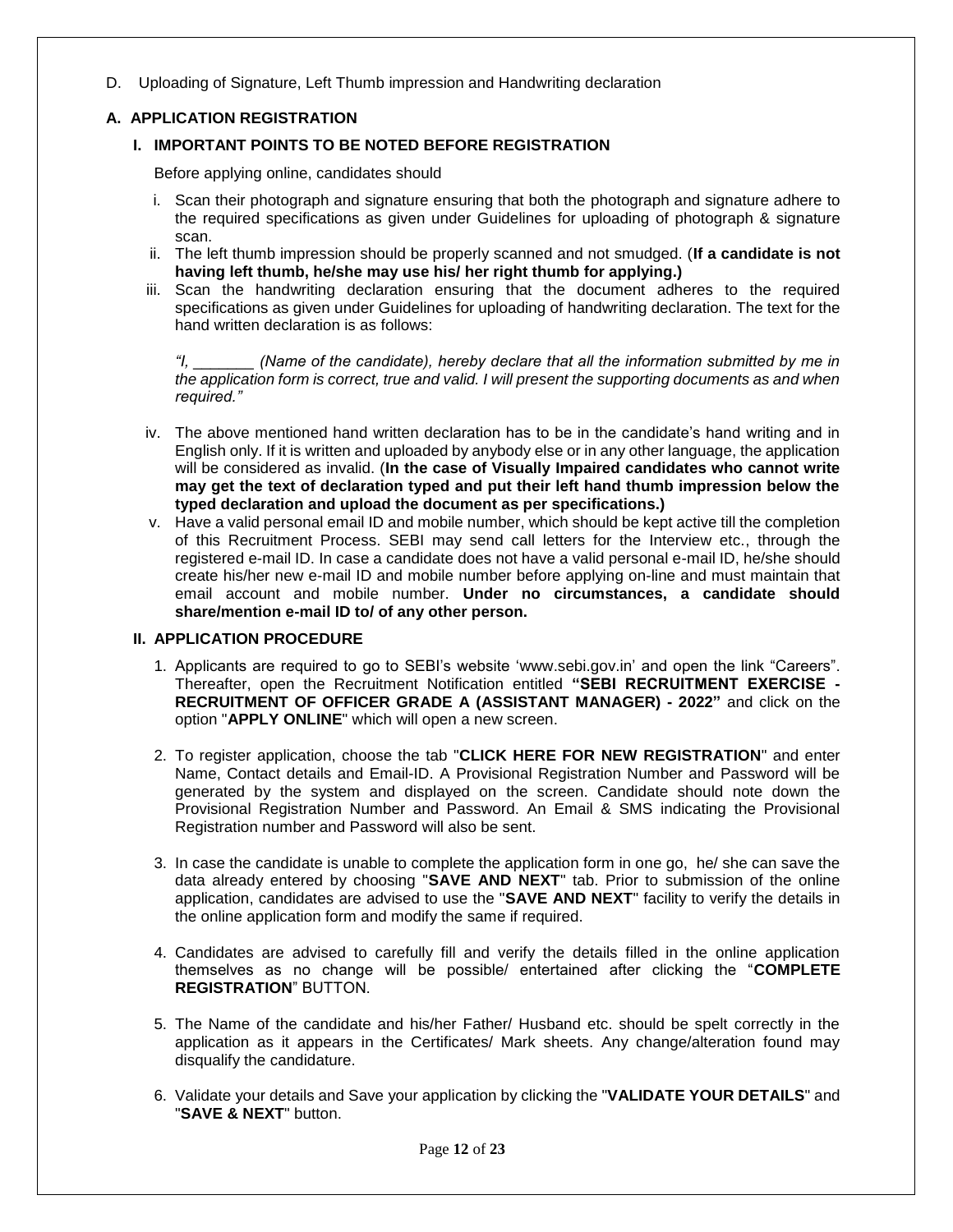D. Uploading of Signature, Left Thumb impression and Handwriting declaration

## A. APPLICATION REGISTRATION

### I. IMPORTANT POINTS TO BE NOTED BEFORE REGISTRATION

Before applying online, candidates should

i. Scan their photograph and signature ensuring that both the photograph and signature adhere to the required specifications as given under Guidelines for uploading of photograph & signature scan.

ii. The left thumb impression should be properly scanned and not smudged. (**If a candidate is not having left thumb, he/she may use his/ her right thumb for applying.)**

iii. Scan the handwriting declaration ensuring that the document adheres to the required specifications as given under Guidelines for uploading of handwriting declaration. The text for the hand written declaration is as follows:

   *"I, _______ (Name of the candidate), hereby declare that all the information submitted by me in the application form is correct, true and valid. I will present the supporting documents as and when required."*

iv. The above mentioned hand written declaration has to be in the candidate's hand writing and in English only. If it is written and uploaded by anybody else or in any other language, the application will be considered as invalid. (**In the case of Visually Impaired candidates who cannot write may get the text of declaration typed and put their left hand thumb impression below the typed declaration and upload the document as per specifications.)**

v. Have a valid personal email ID and mobile number, which should be kept active till the completion of this Recruitment Process. SEBI may send call letters for the Interview etc., through the registered e-mail ID. In case a candidate does not have a valid personal e-mail ID, he/she should create his/her new e-mail ID and mobile number before applying on-line and must maintain that email account and mobile number. **Under no circumstances, a candidate should share/mention e-mail ID to/ of any other person.**

### II. APPLICATION PROCEDURE

1. Applicants are required to go to SEBI's website 'www.sebi.gov.in' and open the link "Careers". Thereafter, open the Recruitment Notification entitled **"SEBI RECRUITMENT EXERCISE - RECRUITMENT OF OFFICER GRADE A (ASSISTANT MANAGER) - 2022"** and click on the option "**APPLY ONLINE**" which will open a new screen.

2. To register application, choose the tab "**CLICK HERE FOR NEW REGISTRATION**" and enter Name, Contact details and Email-ID. A Provisional Registration Number and Password will be generated by the system and displayed on the screen. Candidate should note down the Provisional Registration Number and Password. An Email & SMS indicating the Provisional Registration number and Password will also be sent.

3. In case the candidate is unable to complete the application form in one go, he/ she can save the data already entered by choosing "**SAVE AND NEXT**" tab. Prior to submission of the online application, candidates are advised to use the "**SAVE AND NEXT**" facility to verify the details in the online application form and modify the same if required.

4. Candidates are advised to carefully fill and verify the details filled in the online application themselves as no change will be possible/ entertained after clicking the "**COMPLETE REGISTRATION**" BUTTON.

5. The Name of the candidate and his/her Father/ Husband etc. should be spelt correctly in the application as it appears in the Certificates/ Mark sheets. Any change/alteration found may disqualify the candidature.

6. Validate your details and Save your application by clicking the "**VALIDATE YOUR DETAILS**" and "**SAVE & NEXT**" button.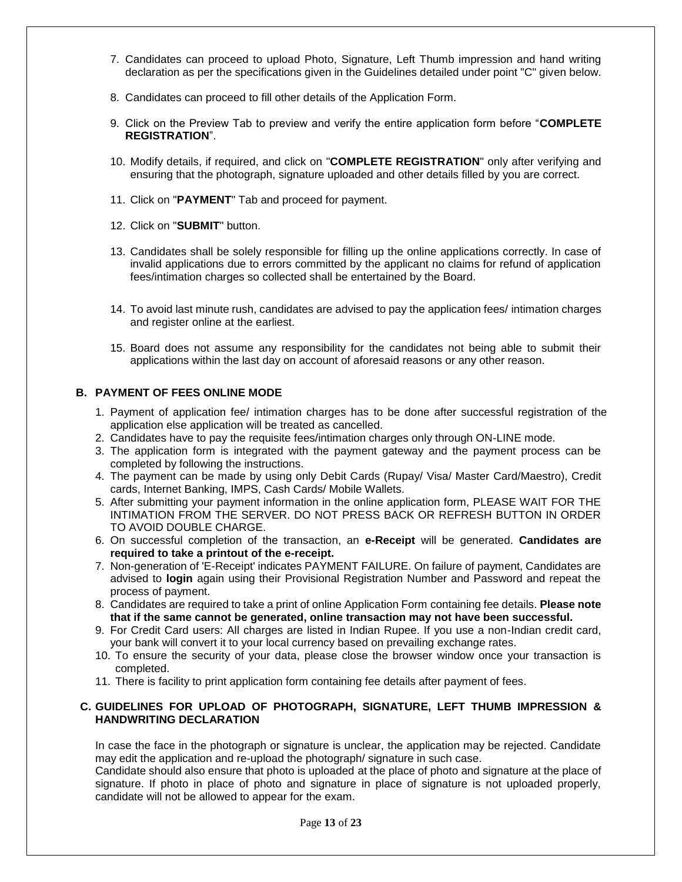7. Candidates can proceed to upload Photo, Signature, Left Thumb impression and hand writing declaration as per the specifications given in the Guidelines detailed under point "C" given below.

8. Candidates can proceed to fill other details of the Application Form.

9. Click on the Preview Tab to preview and verify the entire application form before "**COMPLETE REGISTRATION**".

10. Modify details, if required, and click on "**COMPLETE REGISTRATION**" only after verifying and ensuring that the photograph, signature uploaded and other details filled by you are correct.

11. Click on "**PAYMENT**" Tab and proceed for payment.

12. Click on "**SUBMIT**" button.

13. Candidates shall be solely responsible for filling up the online applications correctly. In case of invalid applications due to errors committed by the applicant no claims for refund of application fees/intimation charges so collected shall be entertained by the Board.

14. To avoid last minute rush, candidates are advised to pay the application fees/ intimation charges and register online at the earliest.

15. Board does not assume any responsibility for the candidates not being able to submit their applications within the last day on account of aforesaid reasons or any other reason.

## B. PAYMENT OF FEES ONLINE MODE

1. Payment of application fee/ intimation charges has to be done after successful registration of the application else application will be treated as cancelled.
2. Candidates have to pay the requisite fees/intimation charges only through ON-LINE mode.
3. The application form is integrated with the payment gateway and the payment process can be completed by following the instructions.
4. The payment can be made by using only Debit Cards (Rupay/ Visa/ Master Card/Maestro), Credit cards, Internet Banking, IMPS, Cash Cards/ Mobile Wallets.
5. After submitting your payment information in the online application form, PLEASE WAIT FOR THE INTIMATION FROM THE SERVER. DO NOT PRESS BACK OR REFRESH BUTTON IN ORDER TO AVOID DOUBLE CHARGE.
6. On successful completion of the transaction, an **e-Receipt** will be generated. **Candidates are required to take a printout of the e-receipt.**
7. Non-generation of 'E-Receipt' indicates PAYMENT FAILURE. On failure of payment, Candidates are advised to **login** again using their Provisional Registration Number and Password and repeat the process of payment.
8. Candidates are required to take a print of online Application Form containing fee details. **Please note that if the same cannot be generated, online transaction may not have been successful.**
9. For Credit Card users: All charges are listed in Indian Rupee. If you use a non-Indian credit card, your bank will convert it to your local currency based on prevailing exchange rates.
10. To ensure the security of your data, please close the browser window once your transaction is completed.
11. There is facility to print application form containing fee details after payment of fees.

## C. GUIDELINES FOR UPLOAD OF PHOTOGRAPH, SIGNATURE, LEFT THUMB IMPRESSION & HANDWRITING DECLARATION

In case the face in the photograph or signature is unclear, the application may be rejected. Candidate may edit the application and re-upload the photograph/ signature in such case.
Candidate should also ensure that photo is uploaded at the place of photo and signature at the place of signature. If photo in place of photo and signature in place of signature is not uploaded properly, candidate will not be allowed to appear for the exam.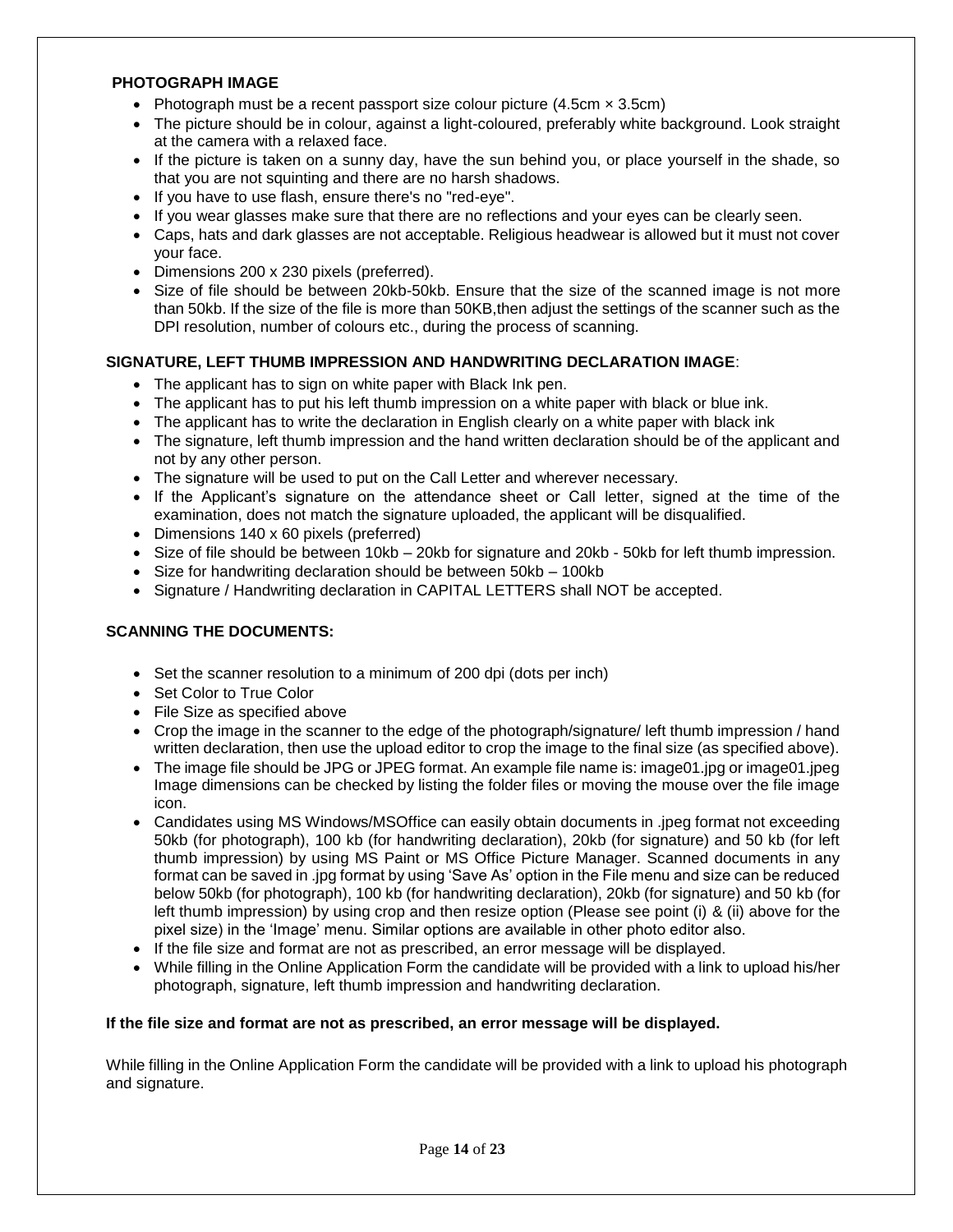**PHOTOGRAPH IMAGE**

- Photograph must be a recent passport size colour picture (4.5cm × 3.5cm)
- The picture should be in colour, against a light-coloured, preferably white background. Look straight at the camera with a relaxed face.
- If the picture is taken on a sunny day, have the sun behind you, or place yourself in the shade, so that you are not squinting and there are no harsh shadows.
- If you have to use flash, ensure there's no "red-eye".
- If you wear glasses make sure that there are no reflections and your eyes can be clearly seen.
- Caps, hats and dark glasses are not acceptable. Religious headwear is allowed but it must not cover your face.
- Dimensions 200 x 230 pixels (preferred).
- Size of file should be between 20kb-50kb. Ensure that the size of the scanned image is not more than 50kb. If the size of the file is more than 50KB,then adjust the settings of the scanner such as the DPI resolution, number of colours etc., during the process of scanning.

**SIGNATURE, LEFT THUMB IMPRESSION AND HANDWRITING DECLARATION IMAGE**:

- The applicant has to sign on white paper with Black Ink pen.
- The applicant has to put his left thumb impression on a white paper with black or blue ink.
- The applicant has to write the declaration in English clearly on a white paper with black ink
- The signature, left thumb impression and the hand written declaration should be of the applicant and not by any other person.
- The signature will be used to put on the Call Letter and wherever necessary.
- If the Applicant's signature on the attendance sheet or Call letter, signed at the time of the examination, does not match the signature uploaded, the applicant will be disqualified.
- Dimensions 140 x 60 pixels (preferred)
- Size of file should be between 10kb – 20kb for signature and 20kb - 50kb for left thumb impression.
- Size for handwriting declaration should be between 50kb – 100kb
- Signature / Handwriting declaration in CAPITAL LETTERS shall NOT be accepted.

**SCANNING THE DOCUMENTS:**

- Set the scanner resolution to a minimum of 200 dpi (dots per inch)
- Set Color to True Color
- File Size as specified above
- Crop the image in the scanner to the edge of the photograph/signature/ left thumb impression / hand written declaration, then use the upload editor to crop the image to the final size (as specified above).
- The image file should be JPG or JPEG format. An example file name is: image01.jpg or image01.jpeg Image dimensions can be checked by listing the folder files or moving the mouse over the file image icon.
- Candidates using MS Windows/MSOffice can easily obtain documents in .jpeg format not exceeding 50kb (for photograph), 100 kb (for handwriting declaration), 20kb (for signature) and 50 kb (for left thumb impression) by using MS Paint or MS Office Picture Manager. Scanned documents in any format can be saved in .jpg format by using 'Save As' option in the File menu and size can be reduced below 50kb (for photograph), 100 kb (for handwriting declaration), 20kb (for signature) and 50 kb (for left thumb impression) by using crop and then resize option (Please see point (i) & (ii) above for the pixel size) in the 'Image' menu. Similar options are available in other photo editor also.
- If the file size and format are not as prescribed, an error message will be displayed.
- While filling in the Online Application Form the candidate will be provided with a link to upload his/her photograph, signature, left thumb impression and handwriting declaration.

**If the file size and format are not as prescribed, an error message will be displayed.**

While filling in the Online Application Form the candidate will be provided with a link to upload his photograph and signature.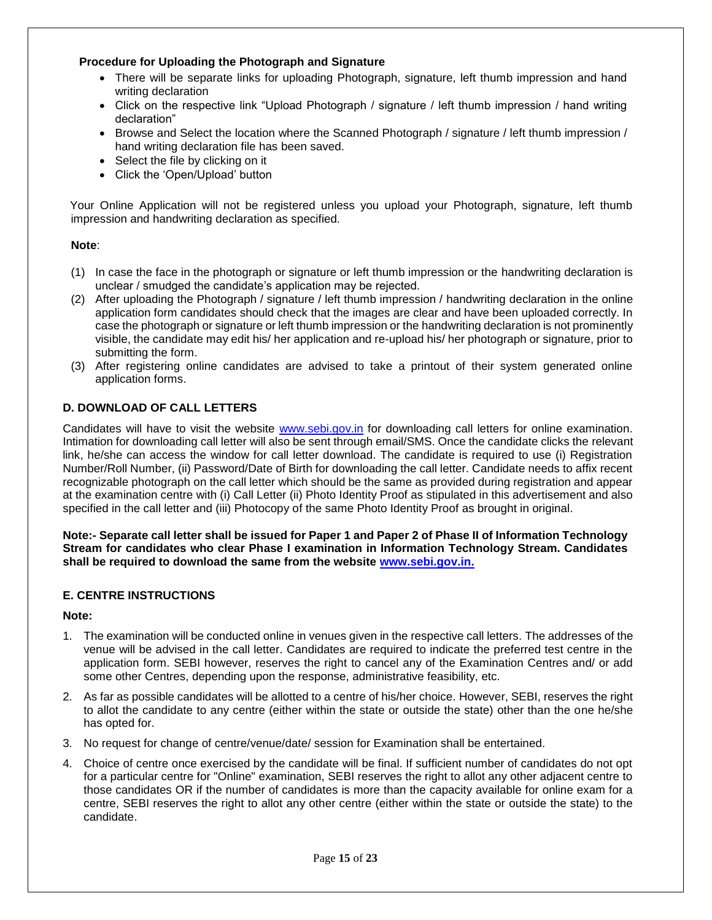**Procedure for Uploading the Photograph and Signature**

- There will be separate links for uploading Photograph, signature, left thumb impression and hand writing declaration
- Click on the respective link "Upload Photograph / signature / left thumb impression / hand writing declaration"
- Browse and Select the location where the Scanned Photograph / signature / left thumb impression / hand writing declaration file has been saved.
- Select the file by clicking on it
- Click the 'Open/Upload' button

Your Online Application will not be registered unless you upload your Photograph, signature, left thumb impression and handwriting declaration as specified.

**Note**:

(1) In case the face in the photograph or signature or left thumb impression or the handwriting declaration is unclear / smudged the candidate's application may be rejected.

(2) After uploading the Photograph / signature / left thumb impression / handwriting declaration in the online application form candidates should check that the images are clear and have been uploaded correctly. In case the photograph or signature or left thumb impression or the handwriting declaration is not prominently visible, the candidate may edit his/ her application and re-upload his/ her photograph or signature, prior to submitting the form.

(3) After registering online candidates are advised to take a printout of their system generated online application forms.

### D. DOWNLOAD OF CALL LETTERS

Candidates will have to visit the website www.sebi.gov.in for downloading call letters for online examination. Intimation for downloading call letter will also be sent through email/SMS. Once the candidate clicks the relevant link, he/she can access the window for call letter download. The candidate is required to use (i) Registration Number/Roll Number, (ii) Password/Date of Birth for downloading the call letter. Candidate needs to affix recent recognizable photograph on the call letter which should be the same as provided during registration and appear at the examination centre with (i) Call Letter (ii) Photo Identity Proof as stipulated in this advertisement and also specified in the call letter and (iii) Photocopy of the same Photo Identity Proof as brought in original.

**Note:- Separate call letter shall be issued for Paper 1 and Paper 2 of Phase II of Information Technology Stream for candidates who clear Phase I examination in Information Technology Stream. Candidates shall be required to download the same from the website www.sebi.gov.in.**

### E. CENTRE INSTRUCTIONS

**Note:**

1. The examination will be conducted online in venues given in the respective call letters. The addresses of the venue will be advised in the call letter. Candidates are required to indicate the preferred test centre in the application form. SEBI however, reserves the right to cancel any of the Examination Centres and/ or add some other Centres, depending upon the response, administrative feasibility, etc.

2. As far as possible candidates will be allotted to a centre of his/her choice. However, SEBI, reserves the right to allot the candidate to any centre (either within the state or outside the state) other than the one he/she has opted for.

3. No request for change of centre/venue/date/ session for Examination shall be entertained.

4. Choice of centre once exercised by the candidate will be final. If sufficient number of candidates do not opt for a particular centre for "Online" examination, SEBI reserves the right to allot any other adjacent centre to those candidates OR if the number of candidates is more than the capacity available for online exam for a centre, SEBI reserves the right to allot any other centre (either within the state or outside the state) to the candidate.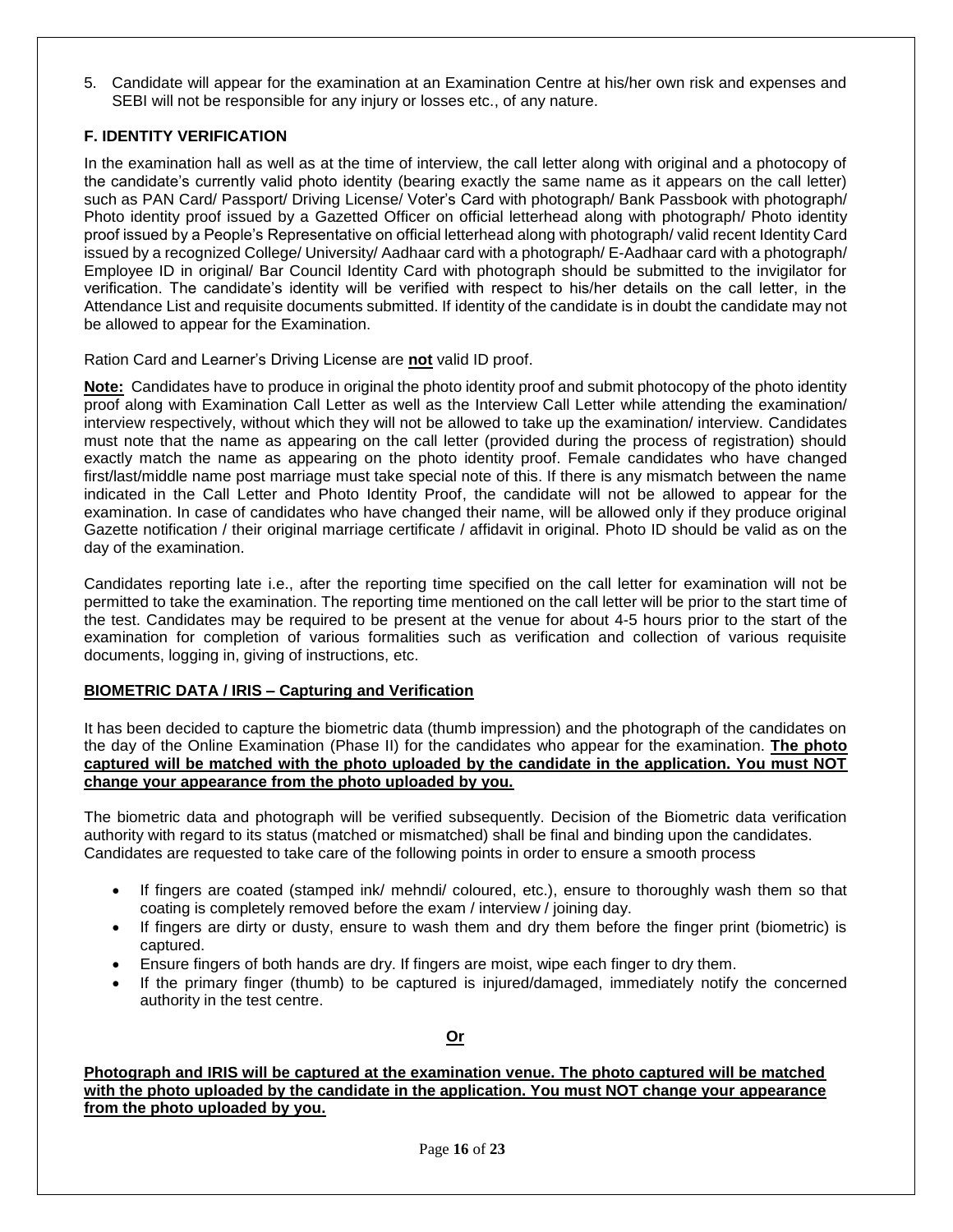5. Candidate will appear for the examination at an Examination Centre at his/her own risk and expenses and SEBI will not be responsible for any injury or losses etc., of any nature.

### F. IDENTITY VERIFICATION

In the examination hall as well as at the time of interview, the call letter along with original and a photocopy of the candidate's currently valid photo identity (bearing exactly the same name as it appears on the call letter) such as PAN Card/ Passport/ Driving License/ Voter's Card with photograph/ Bank Passbook with photograph/ Photo identity proof issued by a Gazetted Officer on official letterhead along with photograph/ Photo identity proof issued by a People's Representative on official letterhead along with photograph/ valid recent Identity Card issued by a recognized College/ University/ Aadhaar card with a photograph/ E-Aadhaar card with a photograph/ Employee ID in original/ Bar Council Identity Card with photograph should be submitted to the invigilator for verification. The candidate's identity will be verified with respect to his/her details on the call letter, in the Attendance List and requisite documents submitted. If identity of the candidate is in doubt the candidate may not be allowed to appear for the Examination.

Ration Card and Learner's Driving License are **not** valid ID proof.

**Note:** Candidates have to produce in original the photo identity proof and submit photocopy of the photo identity proof along with Examination Call Letter as well as the Interview Call Letter while attending the examination/ interview respectively, without which they will not be allowed to take up the examination/ interview. Candidates must note that the name as appearing on the call letter (provided during the process of registration) should exactly match the name as appearing on the photo identity proof. Female candidates who have changed first/last/middle name post marriage must take special note of this. If there is any mismatch between the name indicated in the Call Letter and Photo Identity Proof, the candidate will not be allowed to appear for the examination. In case of candidates who have changed their name, will be allowed only if they produce original Gazette notification / their original marriage certificate / affidavit in original. Photo ID should be valid as on the day of the examination.

Candidates reporting late i.e., after the reporting time specified on the call letter for examination will not be permitted to take the examination. The reporting time mentioned on the call letter will be prior to the start time of the test. Candidates may be required to be present at the venue for about 4-5 hours prior to the start of the examination for completion of various formalities such as verification and collection of various requisite documents, logging in, giving of instructions, etc.

**BIOMETRIC DATA / IRIS – Capturing and Verification**

It has been decided to capture the biometric data (thumb impression) and the photograph of the candidates on the day of the Online Examination (Phase II) for the candidates who appear for the examination. **The photo captured will be matched with the photo uploaded by the candidate in the application. You must NOT change your appearance from the photo uploaded by you.**

The biometric data and photograph will be verified subsequently. Decision of the Biometric data verification authority with regard to its status (matched or mismatched) shall be final and binding upon the candidates. Candidates are requested to take care of the following points in order to ensure a smooth process

- If fingers are coated (stamped ink/ mehndi/ coloured, etc.), ensure to thoroughly wash them so that coating is completely removed before the exam / interview / joining day.
- If fingers are dirty or dusty, ensure to wash them and dry them before the finger print (biometric) is captured.
- Ensure fingers of both hands are dry. If fingers are moist, wipe each finger to dry them.
- If the primary finger (thumb) to be captured is injured/damaged, immediately notify the concerned authority in the test centre.

**Or**

**Photograph and IRIS will be captured at the examination venue. The photo captured will be matched with the photo uploaded by the candidate in the application. You must NOT change your appearance from the photo uploaded by you.**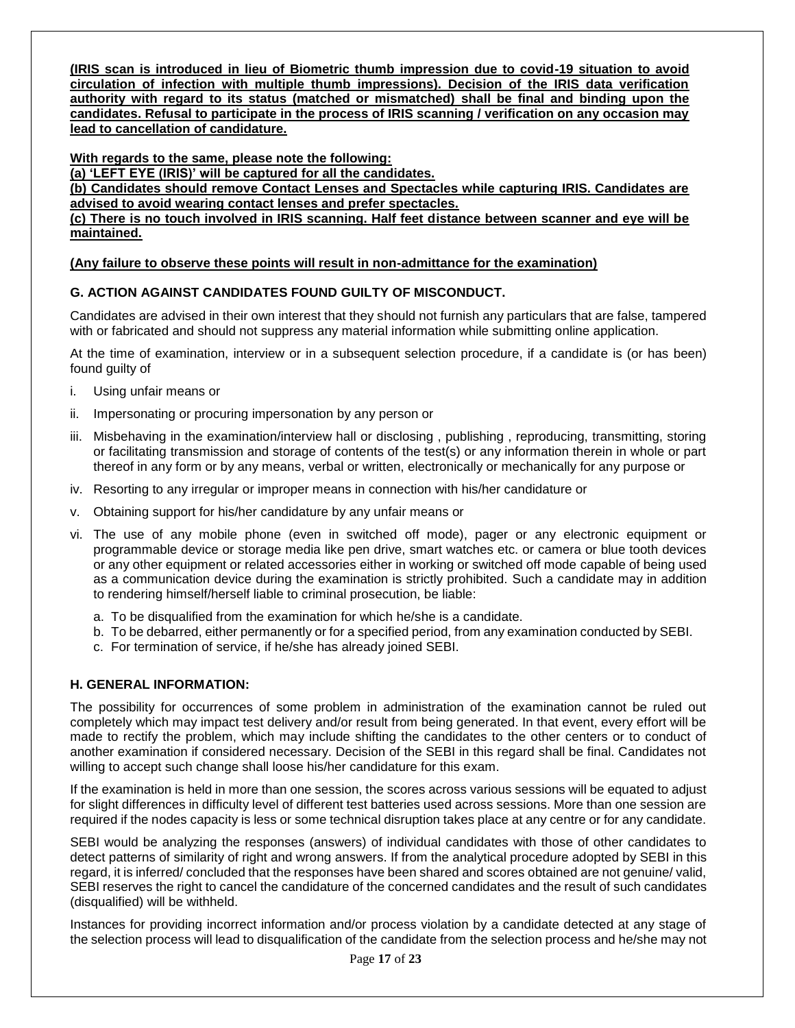**(IRIS scan is introduced in lieu of Biometric thumb impression due to covid-19 situation to avoid circulation of infection with multiple thumb impressions). Decision of the IRIS data verification authority with regard to its status (matched or mismatched) shall be final and binding upon the candidates. Refusal to participate in the process of IRIS scanning / verification on any occasion may lead to cancellation of candidature.**

**With regards to the same, please note the following:**

**(a) 'LEFT EYE (IRIS)' will be captured for all the candidates.**

**(b) Candidates should remove Contact Lenses and Spectacles while capturing IRIS. Candidates are advised to avoid wearing contact lenses and prefer spectacles.**

**(c) There is no touch involved in IRIS scanning. Half feet distance between scanner and eye will be maintained.**

**(Any failure to observe these points will result in non-admittance for the examination)**

## G. ACTION AGAINST CANDIDATES FOUND GUILTY OF MISCONDUCT.

Candidates are advised in their own interest that they should not furnish any particulars that are false, tampered with or fabricated and should not suppress any material information while submitting online application.

At the time of examination, interview or in a subsequent selection procedure, if a candidate is (or has been) found guilty of

i. Using unfair means or

ii. Impersonating or procuring impersonation by any person or

iii. Misbehaving in the examination/interview hall or disclosing , publishing , reproducing, transmitting, storing or facilitating transmission and storage of contents of the test(s) or any information therein in whole or part thereof in any form or by any means, verbal or written, electronically or mechanically for any purpose or

iv. Resorting to any irregular or improper means in connection with his/her candidature or

v. Obtaining support for his/her candidature by any unfair means or

vi. The use of any mobile phone (even in switched off mode), pager or any electronic equipment or programmable device or storage media like pen drive, smart watches etc. or camera or blue tooth devices or any other equipment or related accessories either in working or switched off mode capable of being used as a communication device during the examination is strictly prohibited. Such a candidate may in addition to rendering himself/herself liable to criminal prosecution, be liable:

   a. To be disqualified from the examination for which he/she is a candidate.
   b. To be debarred, either permanently or for a specified period, from any examination conducted by SEBI.
   c. For termination of service, if he/she has already joined SEBI.

## H. GENERAL INFORMATION:

The possibility for occurrences of some problem in administration of the examination cannot be ruled out completely which may impact test delivery and/or result from being generated. In that event, every effort will be made to rectify the problem, which may include shifting the candidates to the other centers or to conduct of another examination if considered necessary. Decision of the SEBI in this regard shall be final. Candidates not willing to accept such change shall loose his/her candidature for this exam.

If the examination is held in more than one session, the scores across various sessions will be equated to adjust for slight differences in difficulty level of different test batteries used across sessions. More than one session are required if the nodes capacity is less or some technical disruption takes place at any centre or for any candidate.

SEBI would be analyzing the responses (answers) of individual candidates with those of other candidates to detect patterns of similarity of right and wrong answers. If from the analytical procedure adopted by SEBI in this regard, it is inferred/ concluded that the responses have been shared and scores obtained are not genuine/ valid, SEBI reserves the right to cancel the candidature of the concerned candidates and the result of such candidates (disqualified) will be withheld.

Instances for providing incorrect information and/or process violation by a candidate detected at any stage of the selection process will lead to disqualification of the candidate from the selection process and he/she may not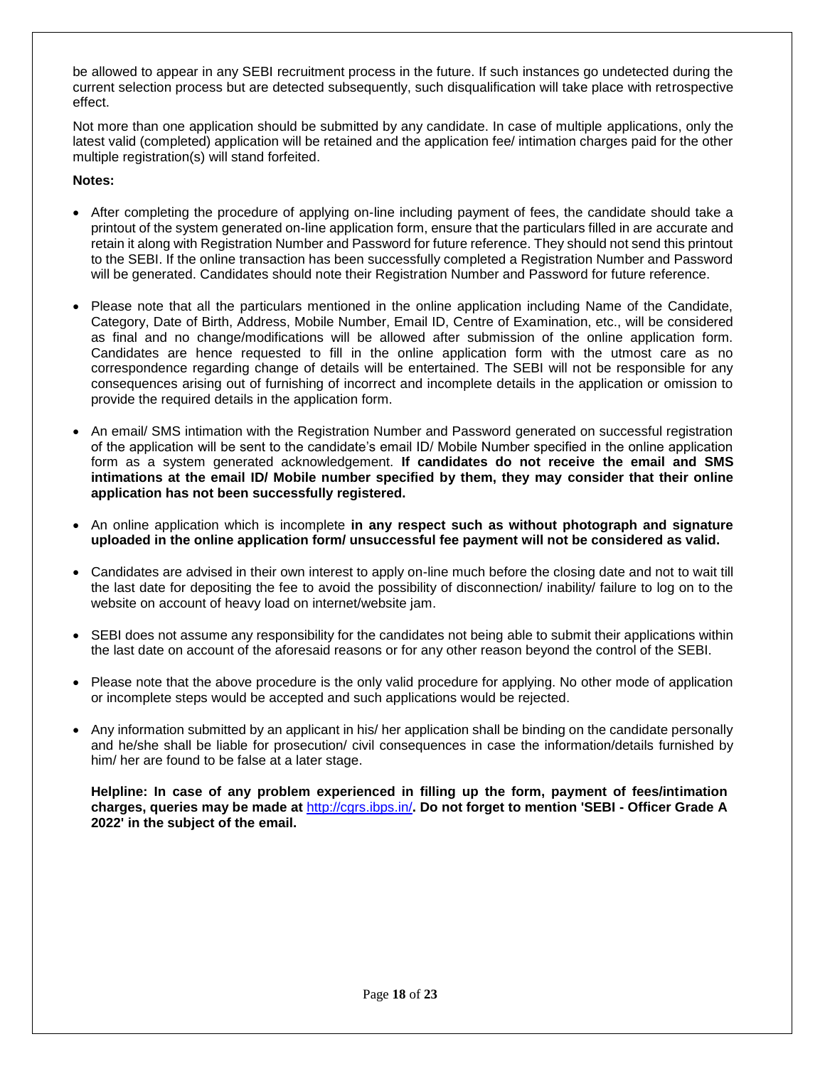be allowed to appear in any SEBI recruitment process in the future. If such instances go undetected during the current selection process but are detected subsequently, such disqualification will take place with retrospective effect.

Not more than one application should be submitted by any candidate. In case of multiple applications, only the latest valid (completed) application will be retained and the application fee/ intimation charges paid for the other multiple registration(s) will stand forfeited.

**Notes:**

- After completing the procedure of applying on-line including payment of fees, the candidate should take a printout of the system generated on-line application form, ensure that the particulars filled in are accurate and retain it along with Registration Number and Password for future reference. They should not send this printout to the SEBI. If the online transaction has been successfully completed a Registration Number and Password will be generated. Candidates should note their Registration Number and Password for future reference.

- Please note that all the particulars mentioned in the online application including Name of the Candidate, Category, Date of Birth, Address, Mobile Number, Email ID, Centre of Examination, etc., will be considered as final and no change/modifications will be allowed after submission of the online application form. Candidates are hence requested to fill in the online application form with the utmost care as no correspondence regarding change of details will be entertained. The SEBI will not be responsible for any consequences arising out of furnishing of incorrect and incomplete details in the application or omission to provide the required details in the application form.

- An email/ SMS intimation with the Registration Number and Password generated on successful registration of the application will be sent to the candidate's email ID/ Mobile Number specified in the online application form as a system generated acknowledgement. **If candidates do not receive the email and SMS intimations at the email ID/ Mobile number specified by them, they may consider that their online application has not been successfully registered.**

- An online application which is incomplete **in any respect such as without photograph and signature uploaded in the online application form/ unsuccessful fee payment will not be considered as valid.**

- Candidates are advised in their own interest to apply on-line much before the closing date and not to wait till the last date for depositing the fee to avoid the possibility of disconnection/ inability/ failure to log on to the website on account of heavy load on internet/website jam.

- SEBI does not assume any responsibility for the candidates not being able to submit their applications within the last date on account of the aforesaid reasons or for any other reason beyond the control of the SEBI.

- Please note that the above procedure is the only valid procedure for applying. No other mode of application or incomplete steps would be accepted and such applications would be rejected.

- Any information submitted by an applicant in his/ her application shall be binding on the candidate personally and he/she shall be liable for prosecution/ civil consequences in case the information/details furnished by him/ her are found to be false at a later stage.

**Helpline: In case of any problem experienced in filling up the form, payment of fees/intimation charges, queries may be made at** http://cgrs.ibps.in/**. Do not forget to mention 'SEBI - Officer Grade A 2022' in the subject of the email.**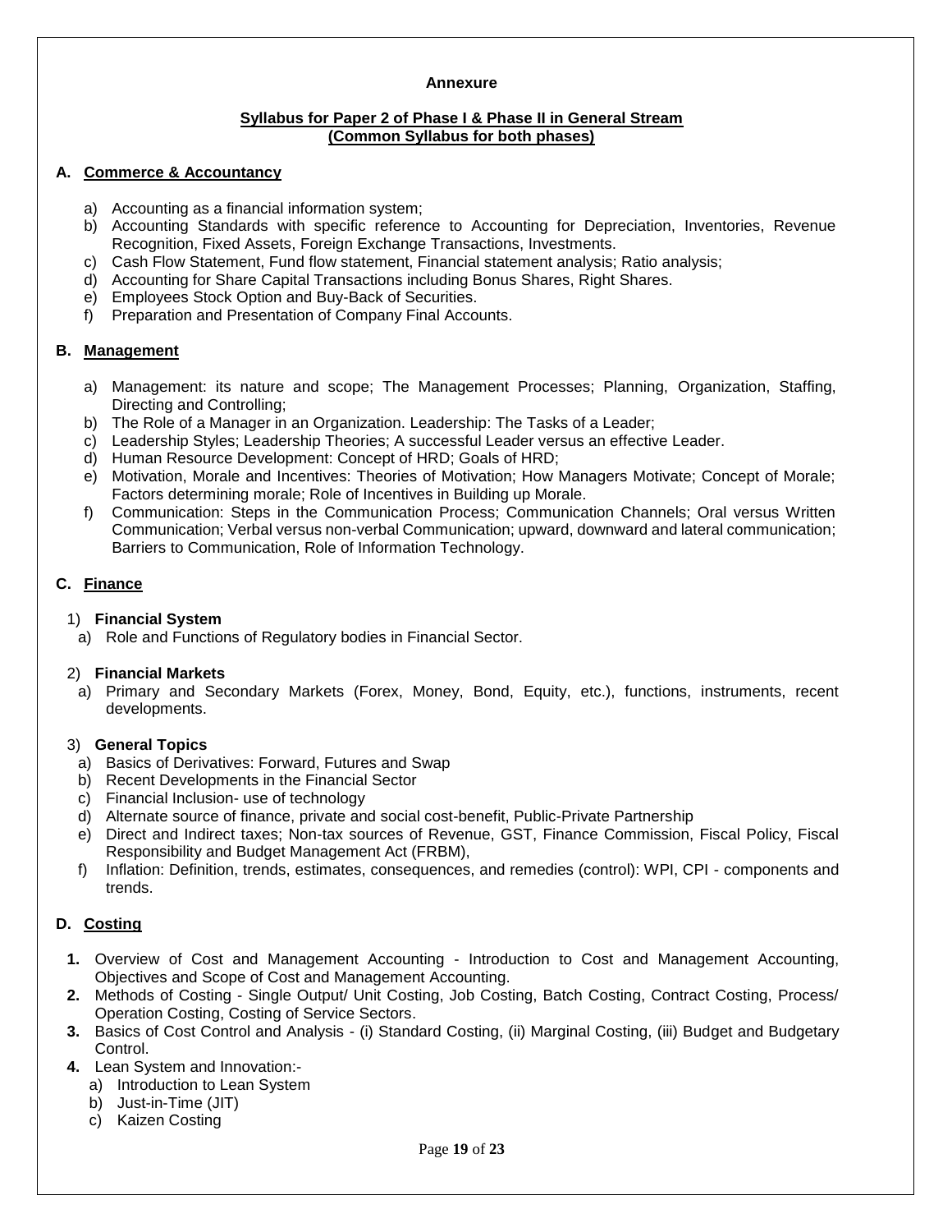# Annexure

## Syllabus for Paper 2 of Phase I & Phase II in General Stream (Common Syllabus for both phases)

### A. Commerce & Accountancy

a) Accounting as a financial information system;
b) Accounting Standards with specific reference to Accounting for Depreciation, Inventories, Revenue Recognition, Fixed Assets, Foreign Exchange Transactions, Investments.
c) Cash Flow Statement, Fund flow statement, Financial statement analysis; Ratio analysis;
d) Accounting for Share Capital Transactions including Bonus Shares, Right Shares.
e) Employees Stock Option and Buy-Back of Securities.
f) Preparation and Presentation of Company Final Accounts.

### B. Management

a) Management: its nature and scope; The Management Processes; Planning, Organization, Staffing, Directing and Controlling;
b) The Role of a Manager in an Organization. Leadership: The Tasks of a Leader;
c) Leadership Styles; Leadership Theories; A successful Leader versus an effective Leader.
d) Human Resource Development: Concept of HRD; Goals of HRD;
e) Motivation, Morale and Incentives: Theories of Motivation; How Managers Motivate; Concept of Morale; Factors determining morale; Role of Incentives in Building up Morale.
f) Communication: Steps in the Communication Process; Communication Channels; Oral versus Written Communication; Verbal versus non-verbal Communication; upward, downward and lateral communication; Barriers to Communication, Role of Information Technology.

### C. Finance

1) **Financial System**

a) Role and Functions of Regulatory bodies in Financial Sector.

2) **Financial Markets**

a) Primary and Secondary Markets (Forex, Money, Bond, Equity, etc.), functions, instruments, recent developments.

3) **General Topics**

a) Basics of Derivatives: Forward, Futures and Swap
b) Recent Developments in the Financial Sector
c) Financial Inclusion- use of technology
d) Alternate source of finance, private and social cost-benefit, Public-Private Partnership
e) Direct and Indirect taxes; Non-tax sources of Revenue, GST, Finance Commission, Fiscal Policy, Fiscal Responsibility and Budget Management Act (FRBM),
f) Inflation: Definition, trends, estimates, consequences, and remedies (control): WPI, CPI - components and trends.

### D. Costing

**1.** Overview of Cost and Management Accounting - Introduction to Cost and Management Accounting, Objectives and Scope of Cost and Management Accounting.
**2.** Methods of Costing - Single Output/ Unit Costing, Job Costing, Batch Costing, Contract Costing, Process/ Operation Costing, Costing of Service Sectors.
**3.** Basics of Cost Control and Analysis - (i) Standard Costing, (ii) Marginal Costing, (iii) Budget and Budgetary Control.
**4.** Lean System and Innovation:-

a) Introduction to Lean System
b) Just-in-Time (JIT)
c) Kaizen Costing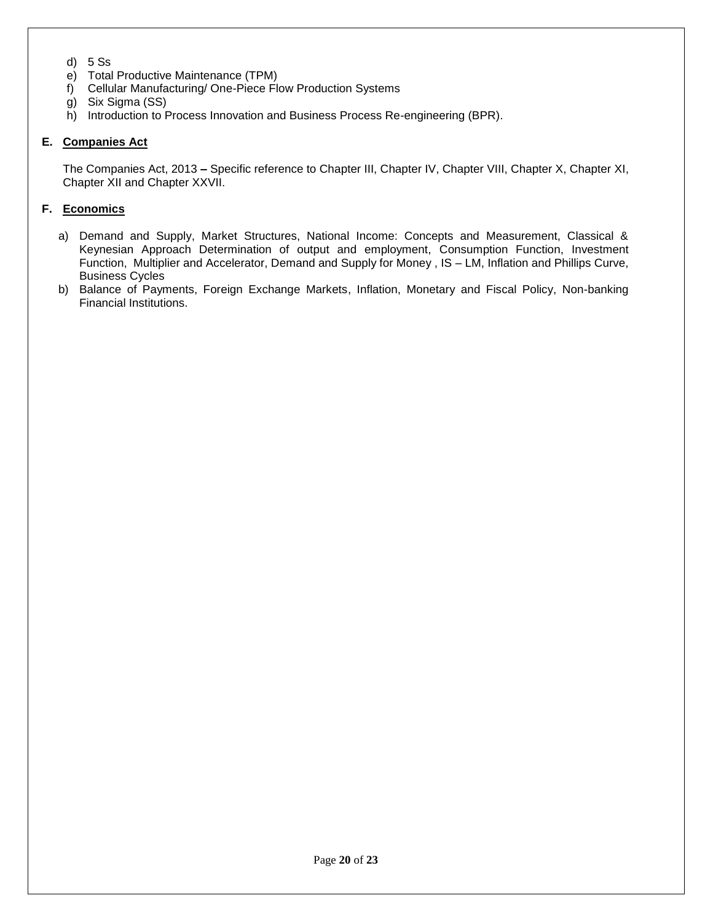d) 5 Ss
e) Total Productive Maintenance (TPM)
f) Cellular Manufacturing/ One-Piece Flow Production Systems
g) Six Sigma (SS)
h) Introduction to Process Innovation and Business Process Re-engineering (BPR).

### E. Companies Act

The Companies Act, 2013 **–** Specific reference to Chapter III, Chapter IV, Chapter VIII, Chapter X, Chapter XI, Chapter XII and Chapter XXVII.

### F. Economics

a) Demand and Supply, Market Structures, National Income: Concepts and Measurement, Classical & Keynesian Approach Determination of output and employment, Consumption Function, Investment Function, Multiplier and Accelerator, Demand and Supply for Money , IS – LM, Inflation and Phillips Curve, Business Cycles
b) Balance of Payments, Foreign Exchange Markets, Inflation, Monetary and Fiscal Policy, Non-banking Financial Institutions.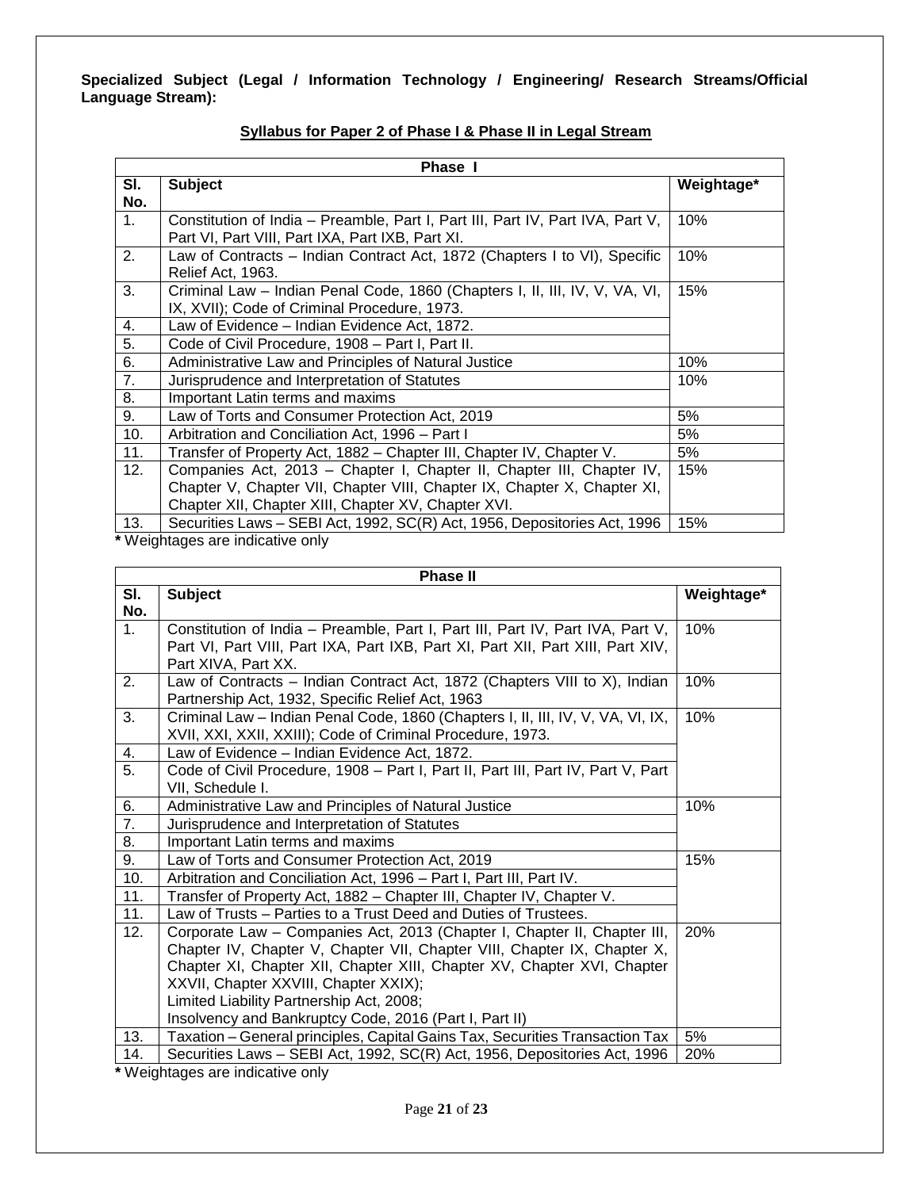**Specialized Subject (Legal / Information Technology / Engineering/ Research Streams/Official Language Stream):**

## Syllabus for Paper 2 of Phase I & Phase II in Legal Stream

| Phase I | | |
|---|---|---|
| Sl. No. | Subject | Weightage* |
| 1. | Constitution of India – Preamble, Part I, Part III, Part IV, Part IVA, Part V, Part VI, Part VIII, Part IXA, Part IXB, Part XI. | 10% |
| 2. | Law of Contracts – Indian Contract Act, 1872 (Chapters I to VI), Specific Relief Act, 1963. | 10% |
| 3. | Criminal Law – Indian Penal Code, 1860 (Chapters I, II, III, IV, V, VA, VI, IX, XVII); Code of Criminal Procedure, 1973. | 15% |
| 4. | Law of Evidence – Indian Evidence Act, 1872. | |
| 5. | Code of Civil Procedure, 1908 – Part I, Part II. | |
| 6. | Administrative Law and Principles of Natural Justice | 10% |
| 7. | Jurisprudence and Interpretation of Statutes | 10% |
| 8. | Important Latin terms and maxims | |
| 9. | Law of Torts and Consumer Protection Act, 2019 | 5% |
| 10. | Arbitration and Conciliation Act, 1996 – Part I | 5% |
| 11. | Transfer of Property Act, 1882 – Chapter III, Chapter IV, Chapter V. | 5% |
| 12. | Companies Act, 2013 – Chapter I, Chapter II, Chapter III, Chapter IV, Chapter V, Chapter VII, Chapter VIII, Chapter IX, Chapter X, Chapter XI, Chapter XII, Chapter XIII, Chapter XV, Chapter XVI. | 15% |
| 13. | Securities Laws – SEBI Act, 1992, SC(R) Act, 1956, Depositories Act, 1996 | 15% |

**\*** Weightages are indicative only

| Phase II | | |
|---|---|---|
| Sl. No. | Subject | Weightage* |
| 1. | Constitution of India – Preamble, Part I, Part III, Part IV, Part IVA, Part V, Part VI, Part VIII, Part IXA, Part IXB, Part XI, Part XII, Part XIII, Part XIV, Part XIVA, Part XX. | 10% |
| 2. | Law of Contracts – Indian Contract Act, 1872 (Chapters VIII to X), Indian Partnership Act, 1932, Specific Relief Act, 1963 | 10% |
| 3. | Criminal Law – Indian Penal Code, 1860 (Chapters I, II, III, IV, V, VA, VI, IX, XVII, XXI, XXII, XXIII); Code of Criminal Procedure, 1973. | 10% |
| 4. | Law of Evidence – Indian Evidence Act, 1872. | |
| 5. | Code of Civil Procedure, 1908 – Part I, Part II, Part III, Part IV, Part V, Part VII, Schedule I. | |
| 6. | Administrative Law and Principles of Natural Justice | 10% |
| 7. | Jurisprudence and Interpretation of Statutes | |
| 8. | Important Latin terms and maxims | |
| 9. | Law of Torts and Consumer Protection Act, 2019 | 15% |
| 10. | Arbitration and Conciliation Act, 1996 – Part I, Part III, Part IV. | |
| 11. | Transfer of Property Act, 1882 – Chapter III, Chapter IV, Chapter V. | |
| 11. | Law of Trusts – Parties to a Trust Deed and Duties of Trustees. | |
| 12. | Corporate Law – Companies Act, 2013 (Chapter I, Chapter II, Chapter III, Chapter IV, Chapter V, Chapter VII, Chapter VIII, Chapter IX, Chapter X, Chapter XI, Chapter XII, Chapter XIII, Chapter XV, Chapter XVI, Chapter XXVII, Chapter XXVIII, Chapter XXIX);<br>Limited Liability Partnership Act, 2008;<br>Insolvency and Bankruptcy Code, 2016 (Part I, Part II) | 20% |
| 13. | Taxation – General principles, Capital Gains Tax, Securities Transaction Tax | 5% |
| 14. | Securities Laws – SEBI Act, 1992, SC(R) Act, 1956, Depositories Act, 1996 | 20% |

**\*** Weightages are indicative only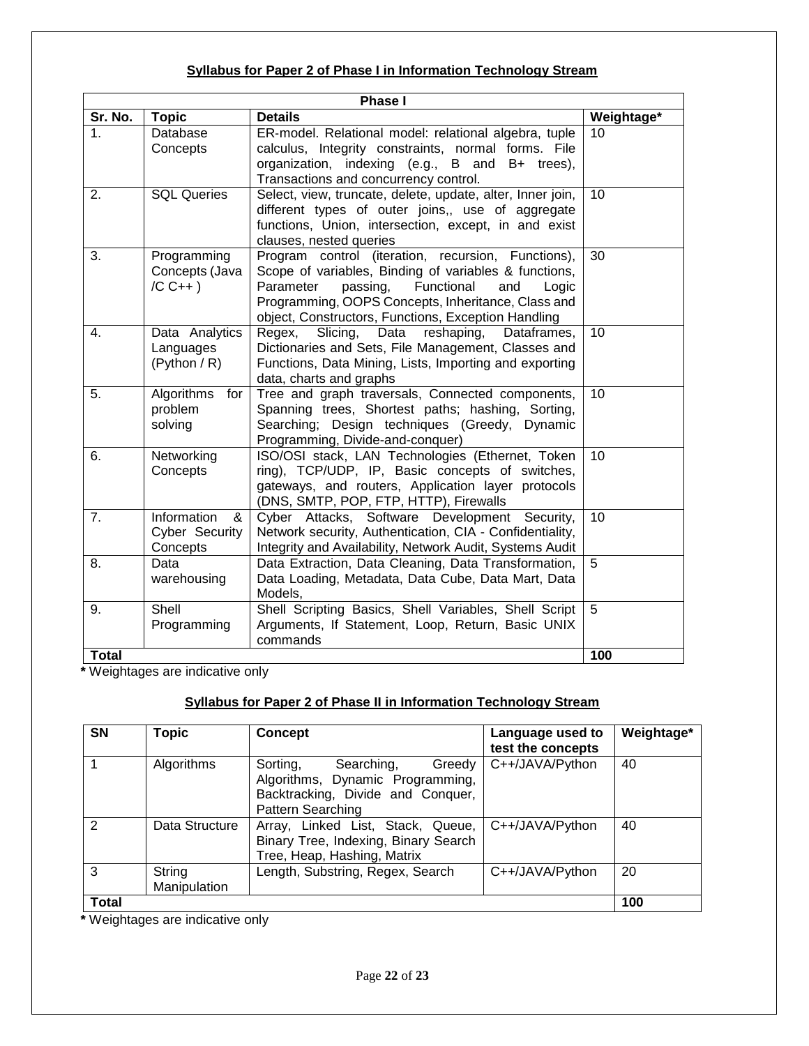## Syllabus for Paper 2 of Phase I in Information Technology Stream

| Phase I | | | |
|---|---|---|---|
| **Sr. No.** | **Topic** | **Details** | **Weightage*** |
| 1. | Database Concepts | ER-model. Relational model: relational algebra, tuple calculus, Integrity constraints, normal forms. File organization, indexing (e.g., B and B+ trees), Transactions and concurrency control. | 10 |
| 2. | SQL Queries | Select, view, truncate, delete, update, alter, Inner join, different types of outer joins,, use of aggregate functions, Union, intersection, except, in and exist clauses, nested queries | 10 |
| 3. | Programming Concepts (Java /C C++ ) | Program control (iteration, recursion, Functions), Scope of variables, Binding of variables & functions, Parameter passing, Functional and Logic Programming, OOPS Concepts, Inheritance, Class and object, Constructors, Functions, Exception Handling | 30 |
| 4. | Data Analytics Languages (Python / R) | Regex, Slicing, Data reshaping, Dataframes, Dictionaries and Sets, File Management, Classes and Functions, Data Mining, Lists, Importing and exporting data, charts and graphs | 10 |
| 5. | Algorithms for problem solving | Tree and graph traversals, Connected components, Spanning trees, Shortest paths; hashing, Sorting, Searching; Design techniques (Greedy, Dynamic Programming, Divide-and-conquer) | 10 |
| 6. | Networking Concepts | ISO/OSI stack, LAN Technologies (Ethernet, Token ring), TCP/UDP, IP, Basic concepts of switches, gateways, and routers, Application layer protocols (DNS, SMTP, POP, FTP, HTTP), Firewalls | 10 |
| 7. | Information & Cyber Security Concepts | Cyber Attacks, Software Development Security, Network security, Authentication, CIA - Confidentiality, Integrity and Availability, Network Audit, Systems Audit | 10 |
| 8. | Data warehousing | Data Extraction, Data Cleaning, Data Transformation, Data Loading, Metadata, Data Cube, Data Mart, Data Models, | 5 |
| 9. | Shell Programming | Shell Scripting Basics, Shell Variables, Shell Script Arguments, If Statement, Loop, Return, Basic UNIX commands | 5 |
| **Total** | | | **100** |

**\*** Weightages are indicative only

## Syllabus for Paper 2 of Phase II in Information Technology Stream

| SN | Topic | Concept | Language used to test the concepts | Weightage* |
|---|---|---|---|---|
| 1 | Algorithms | Sorting, Searching, Greedy Algorithms, Dynamic Programming, Backtracking, Divide and Conquer, Pattern Searching | C++/JAVA/Python | 40 |
| 2 | Data Structure | Array, Linked List, Stack, Queue, Binary Tree, Indexing, Binary Search Tree, Heap, Hashing, Matrix | C++/JAVA/Python | 40 |
| 3 | String Manipulation | Length, Substring, Regex, Search | C++/JAVA/Python | 20 |
| **Total** | | | | **100** |

**\*** Weightages are indicative only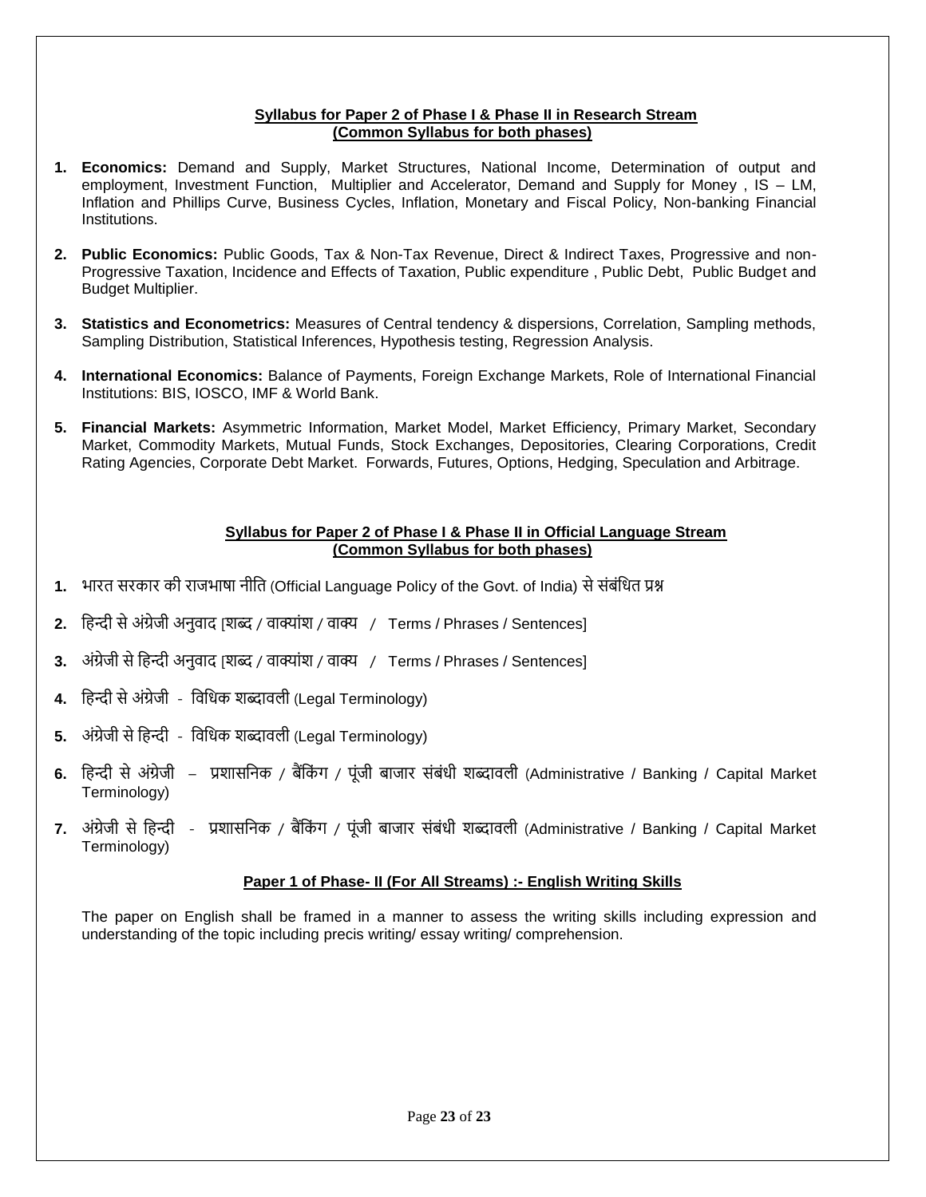## **Syllabus for Paper 2 of Phase I & Phase II in Research Stream (Common Syllabus for both phases)**

1. **Economics:** Demand and Supply, Market Structures, National Income, Determination of output and employment, Investment Function, Multiplier and Accelerator, Demand and Supply for Money , IS – LM, Inflation and Phillips Curve, Business Cycles, Inflation, Monetary and Fiscal Policy, Non-banking Financial Institutions.

2. **Public Economics:** Public Goods, Tax & Non-Tax Revenue, Direct & Indirect Taxes, Progressive and non-Progressive Taxation, Incidence and Effects of Taxation, Public expenditure , Public Debt, Public Budget and Budget Multiplier.

3. **Statistics and Econometrics:** Measures of Central tendency & dispersions, Correlation, Sampling methods, Sampling Distribution, Statistical Inferences, Hypothesis testing, Regression Analysis.

4. **International Economics:** Balance of Payments, Foreign Exchange Markets, Role of International Financial Institutions: BIS, IOSCO, IMF & World Bank.

5. **Financial Markets:** Asymmetric Information, Market Model, Market Efficiency, Primary Market, Secondary Market, Commodity Markets, Mutual Funds, Stock Exchanges, Depositories, Clearing Corporations, Credit Rating Agencies, Corporate Debt Market. Forwards, Futures, Options, Hedging, Speculation and Arbitrage.

## **Syllabus for Paper 2 of Phase I & Phase II in Official Language Stream (Common Syllabus for both phases)**

1. भारत सरकार की राजभाषा नीति (Official Language Policy of the Govt. of India) से संबंधित प्रश्न
2. हिन्दी से अंग्रेजी अनुवाद [शब्द / वाक्यांश / वाक्य / Terms / Phrases / Sentences]
3. अंग्रेजी से हिन्दी अनुवाद [शब्द / वाक्यांश / वाक्य / Terms / Phrases / Sentences]
4. हिन्दी से अंग्रेजी - विधिक शब्दावली (Legal Terminology)
5. अंग्रेजी से हिन्दी - विधिक शब्दावली (Legal Terminology)
6. हिन्दी से अंग्रेजी – प्रशासनिक / बैंकिंग / पूंजी बाजार संबंधी शब्दावली (Administrative / Banking / Capital Market Terminology)
7. अंग्रेजी से हिन्दी - प्रशासनिक / बैंकिंग / पूंजी बाजार संबंधी शब्दावली (Administrative / Banking / Capital Market Terminology)

## **Paper 1 of Phase- II (For All Streams) :- English Writing Skills**

The paper on English shall be framed in a manner to assess the writing skills including expression and understanding of the topic including precis writing/ essay writing/ comprehension.